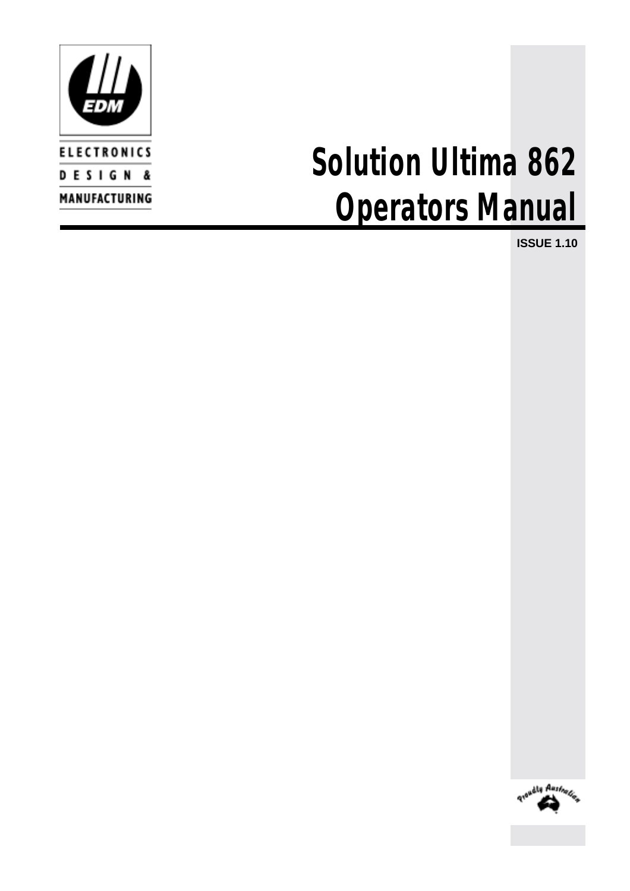EDM

ELECTRONICS
DESIGN &
MANUFACTURING

# Solution Ultima 862 Operators Manual

**ISSUE 1.10**

Proudly Australian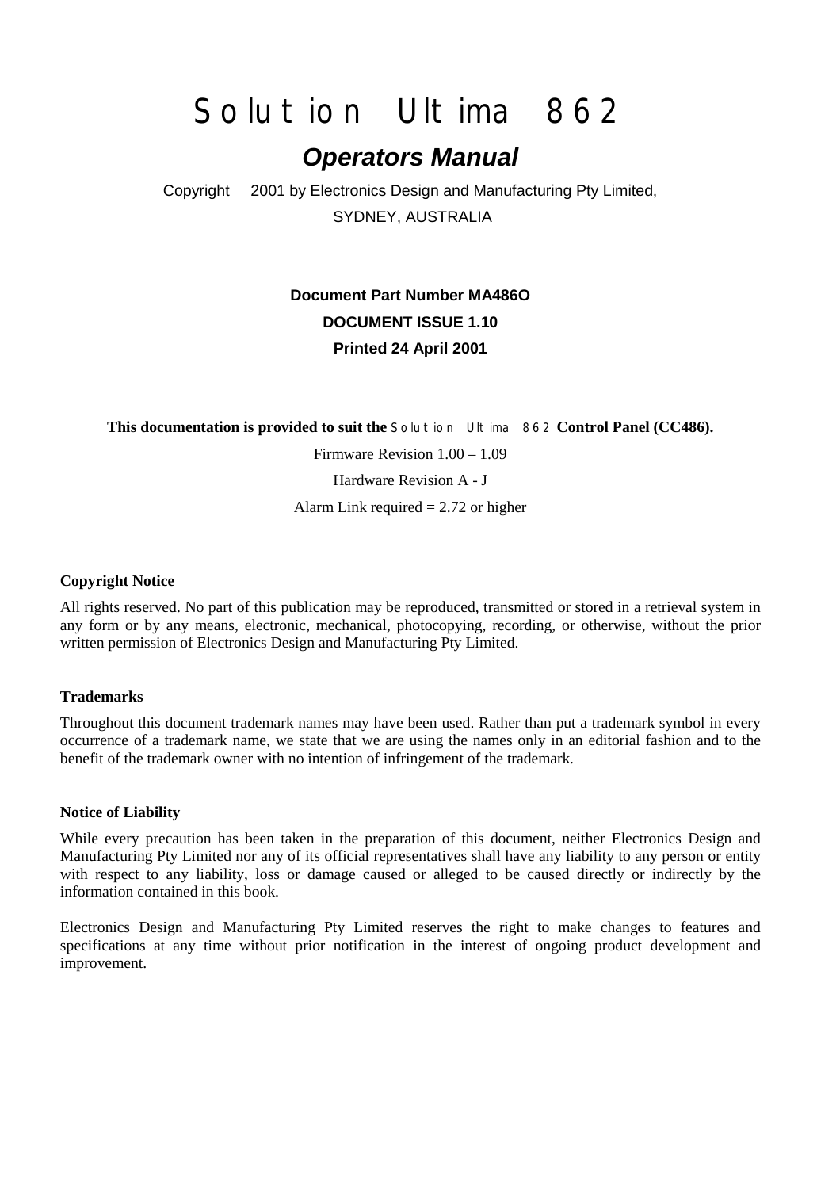# Solution Ultima 862

## *Operators Manual*

Copyright 2001 by Electronics Design and Manufacturing Pty Limited,
SYDNEY, AUSTRALIA

**Document Part Number MA486O**

**DOCUMENT ISSUE 1.10**

**Printed 24 April 2001**

**This documentation is provided to suit the** Solution Ultima 862 **Control Panel (CC486).**

Firmware Revision 1.00 – 1.09

Hardware Revision A - J

Alarm Link required = 2.72 or higher

#### Copyright Notice

All rights reserved. No part of this publication may be reproduced, transmitted or stored in a retrieval system in any form or by any means, electronic, mechanical, photocopying, recording, or otherwise, without the prior written permission of Electronics Design and Manufacturing Pty Limited.

#### Trademarks

Throughout this document trademark names may have been used. Rather than put a trademark symbol in every occurrence of a trademark name, we state that we are using the names only in an editorial fashion and to the benefit of the trademark owner with no intention of infringement of the trademark.

#### Notice of Liability

While every precaution has been taken in the preparation of this document, neither Electronics Design and Manufacturing Pty Limited nor any of its official representatives shall have any liability to any person or entity with respect to any liability, loss or damage caused or alleged to be caused directly or indirectly by the information contained in this book.

Electronics Design and Manufacturing Pty Limited reserves the right to make changes to features and specifications at any time without prior notification in the interest of ongoing product development and improvement.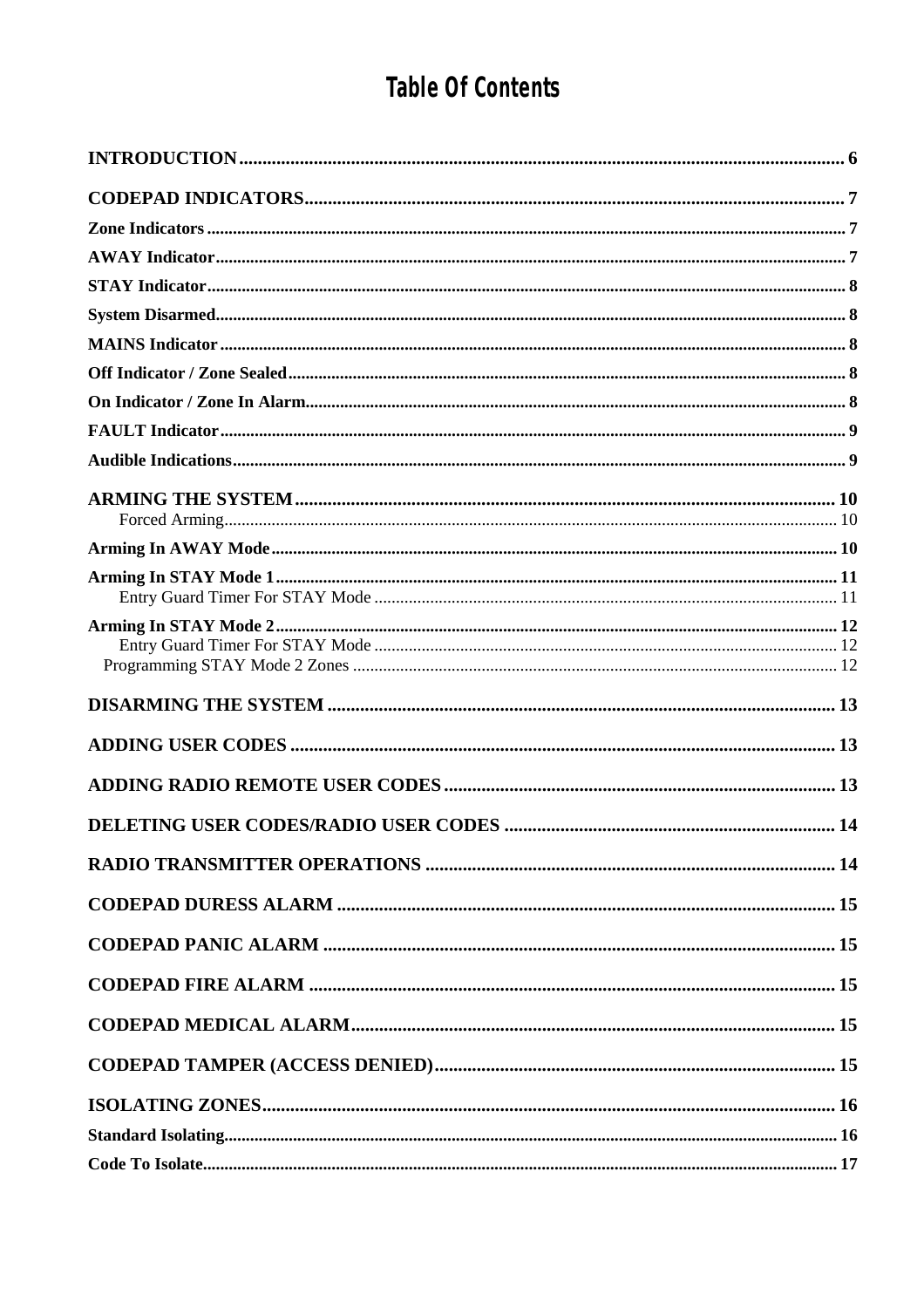# Table Of Contents

**INTRODUCTION** ..... 6

**CODEPAD INDICATORS** ..... 7

**Zone Indicators** ..... 7

**AWAY Indicator** ..... 7

**STAY Indicator** ..... 8

**System Disarmed** ..... 8

**MAINS Indicator** ..... 8

**Off Indicator / Zone Sealed** ..... 8

**On Indicator / Zone In Alarm** ..... 8

**FAULT Indicator** ..... 9

**Audible Indications** ..... 9

**ARMING THE SYSTEM** ..... 10

Forced Arming ..... 10

**Arming In AWAY Mode** ..... 10

**Arming In STAY Mode 1** ..... 11

Entry Guard Timer For STAY Mode ..... 11

**Arming In STAY Mode 2** ..... 12

Entry Guard Timer For STAY Mode ..... 12

Programming STAY Mode 2 Zones ..... 12

**DISARMING THE SYSTEM** ..... 13

**ADDING USER CODES** ..... 13

**ADDING RADIO REMOTE USER CODES** ..... 13

**DELETING USER CODES/RADIO USER CODES** ..... 14

**RADIO TRANSMITTER OPERATIONS** ..... 14

**CODEPAD DURESS ALARM** ..... 15

**CODEPAD PANIC ALARM** ..... 15

**CODEPAD FIRE ALARM** ..... 15

**CODEPAD MEDICAL ALARM** ..... 15

**CODEPAD TAMPER (ACCESS DENIED)** ..... 15

**ISOLATING ZONES** ..... 16

**Standard Isolating** ..... 16

**Code To Isolate** ..... 17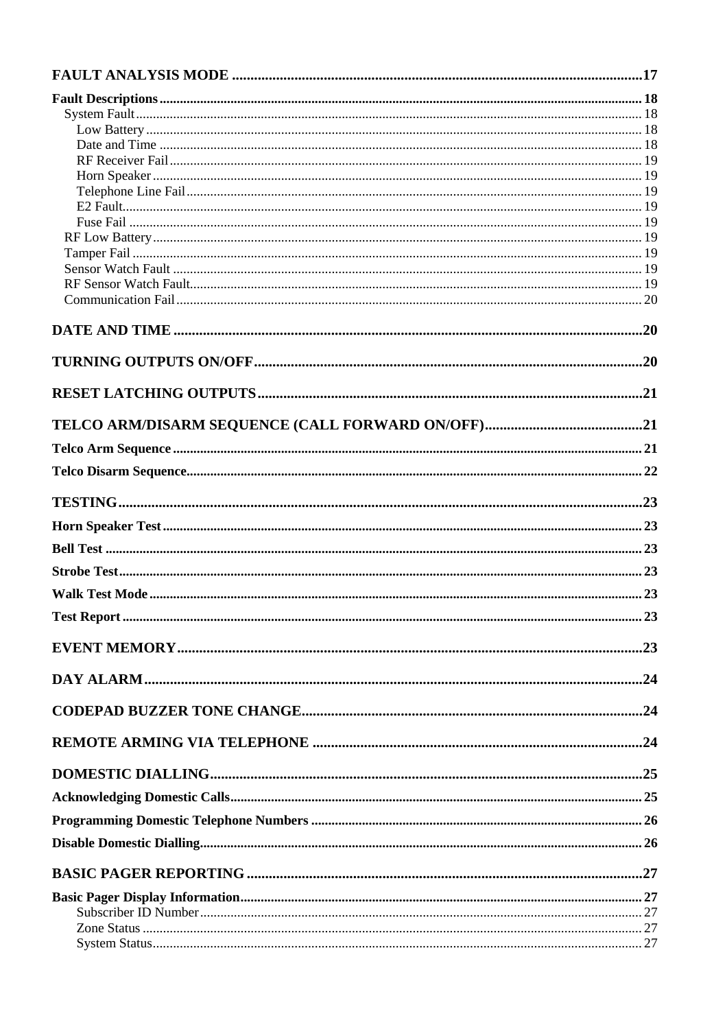**FAULT ANALYSIS MODE ..... 17**

**Fault Descriptions ..... 18**

- System Fault ..... 18
  - Low Battery ..... 18
  - Date and Time ..... 18
  - RF Receiver Fail ..... 19
  - Horn Speaker ..... 19
  - Telephone Line Fail ..... 19
  - E2 Fault ..... 19
  - Fuse Fail ..... 19
- RF Low Battery ..... 19
- Tamper Fail ..... 19
- Sensor Watch Fault ..... 19
- RF Sensor Watch Fault ..... 19
- Communication Fail ..... 20

**DATE AND TIME ..... 20**

**TURNING OUTPUTS ON/OFF ..... 20**

**RESET LATCHING OUTPUTS ..... 21**

**TELCO ARM/DISARM SEQUENCE (CALL FORWARD ON/OFF) ..... 21**

**Telco Arm Sequence ..... 21**

**Telco Disarm Sequence ..... 22**

**TESTING ..... 23**

**Horn Speaker Test ..... 23**

**Bell Test ..... 23**

**Strobe Test ..... 23**

**Walk Test Mode ..... 23**

**Test Report ..... 23**

**EVENT MEMORY ..... 23**

**DAY ALARM ..... 24**

**CODEPAD BUZZER TONE CHANGE ..... 24**

**REMOTE ARMING VIA TELEPHONE ..... 24**

**DOMESTIC DIALLING ..... 25**

**Acknowledging Domestic Calls ..... 25**

**Programming Domestic Telephone Numbers ..... 26**

**Disable Domestic Dialling ..... 26**

**BASIC PAGER REPORTING ..... 27**

**Basic Pager Display Information ..... 27**

- Subscriber ID Number ..... 27
- Zone Status ..... 27
- System Status ..... 27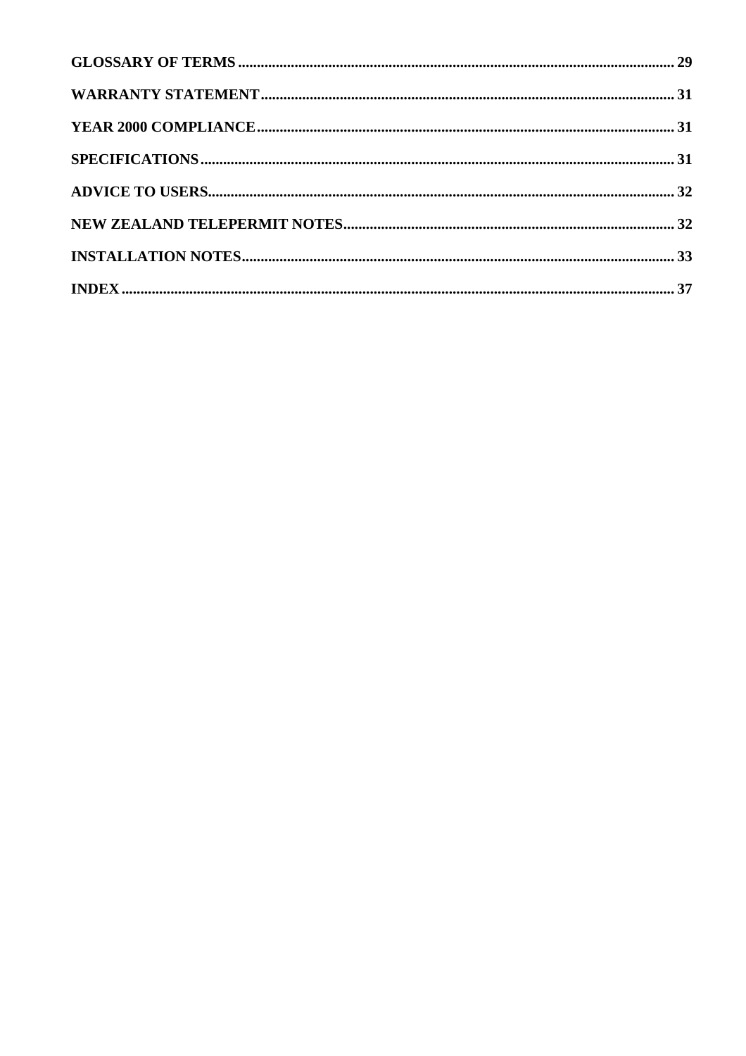**GLOSSARY OF TERMS** .................................................................................................................. **29**

**WARRANTY STATEMENT** ............................................................................................................ **31**

**YEAR 2000 COMPLIANCE** ............................................................................................................ **31**

**SPECIFICATIONS** ........................................................................................................................ **31**

**ADVICE TO USERS** ...................................................................................................................... **32**

**NEW ZEALAND TELEPERMIT NOTES** ...................................................................................... **32**

**INSTALLATION NOTES** ................................................................................................................ **33**

**INDEX** ............................................................................................................................................ **37**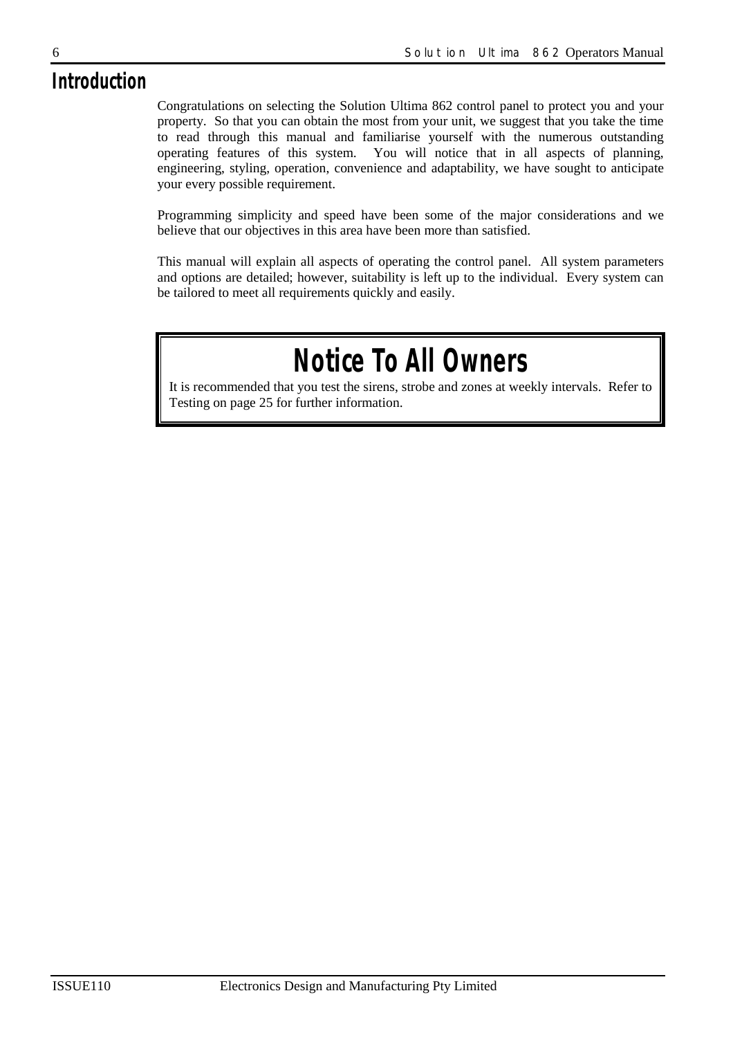# Introduction

Congratulations on selecting the Solution Ultima 862 control panel to protect you and your property. So that you can obtain the most from your unit, we suggest that you take the time to read through this manual and familiarise yourself with the numerous outstanding operating features of this system. You will notice that in all aspects of planning, engineering, styling, operation, convenience and adaptability, we have sought to anticipate your every possible requirement.

Programming simplicity and speed have been some of the major considerations and we believe that our objectives in this area have been more than satisfied.

This manual will explain all aspects of operating the control panel. All system parameters and options are detailed; however, suitability is left up to the individual. Every system can be tailored to meet all requirements quickly and easily.

## Notice To All Owners

It is recommended that you test the sirens, strobe and zones at weekly intervals. Refer to Testing on page 25 for further information.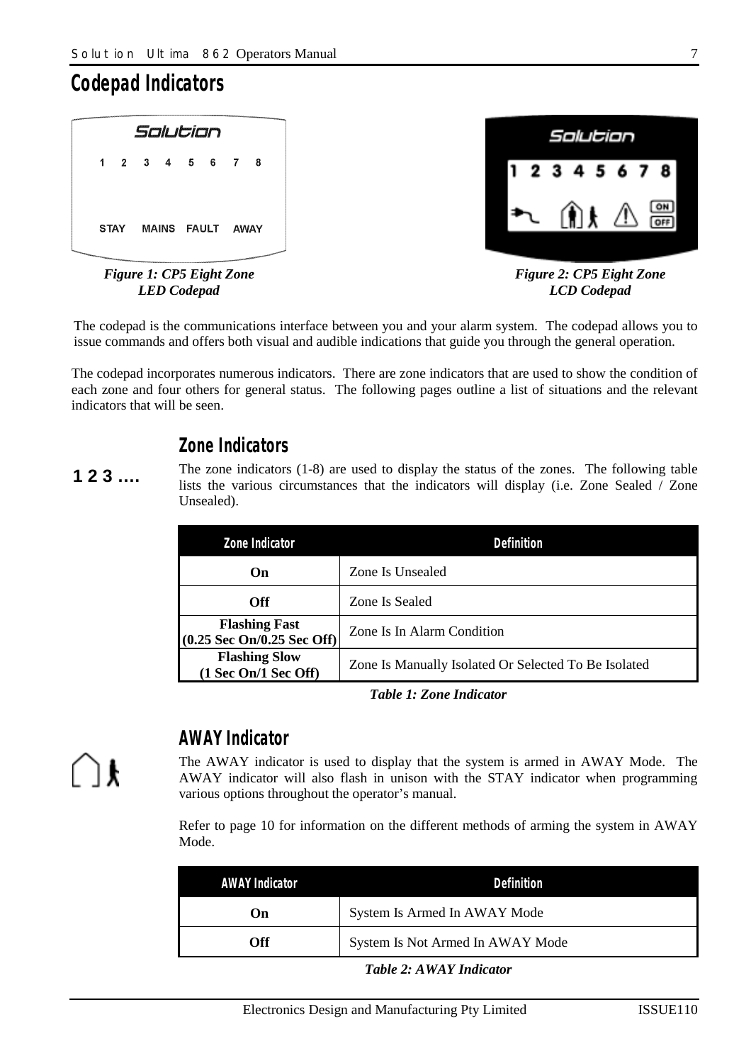# Codepad Indicators

*Figure 1: CP5 Eight Zone LED Codepad*

*Figure 2: CP5 Eight Zone LCD Codepad*

The codepad is the communications interface between you and your alarm system. The codepad allows you to issue commands and offers both visual and audible indications that guide you through the general operation.

The codepad incorporates numerous indicators. There are zone indicators that are used to show the condition of each zone and four others for general status. The following pages outline a list of situations and the relevant indicators that will be seen.

## Zone Indicators

**1 2 3 ....**

The zone indicators (1-8) are used to display the status of the zones. The following table lists the various circumstances that the indicators will display (i.e. Zone Sealed / Zone Unsealed).

| Zone Indicator | Definition |
| --- | --- |
| **On** | Zone Is Unsealed |
| **Off** | Zone Is Sealed |
| **Flashing Fast (0.25 Sec On/0.25 Sec Off)** | Zone Is In Alarm Condition |
| **Flashing Slow (1 Sec On/1 Sec Off)** | Zone Is Manually Isolated Or Selected To Be Isolated |

*Table 1: Zone Indicator*

## AWAY Indicator

The AWAY indicator is used to display that the system is armed in AWAY Mode. The AWAY indicator will also flash in unison with the STAY indicator when programming various options throughout the operator's manual.

Refer to page 10 for information on the different methods of arming the system in AWAY Mode.

| AWAY Indicator | Definition |
| --- | --- |
| **On** | System Is Armed In AWAY Mode |
| **Off** | System Is Not Armed In AWAY Mode |

*Table 2: AWAY Indicator*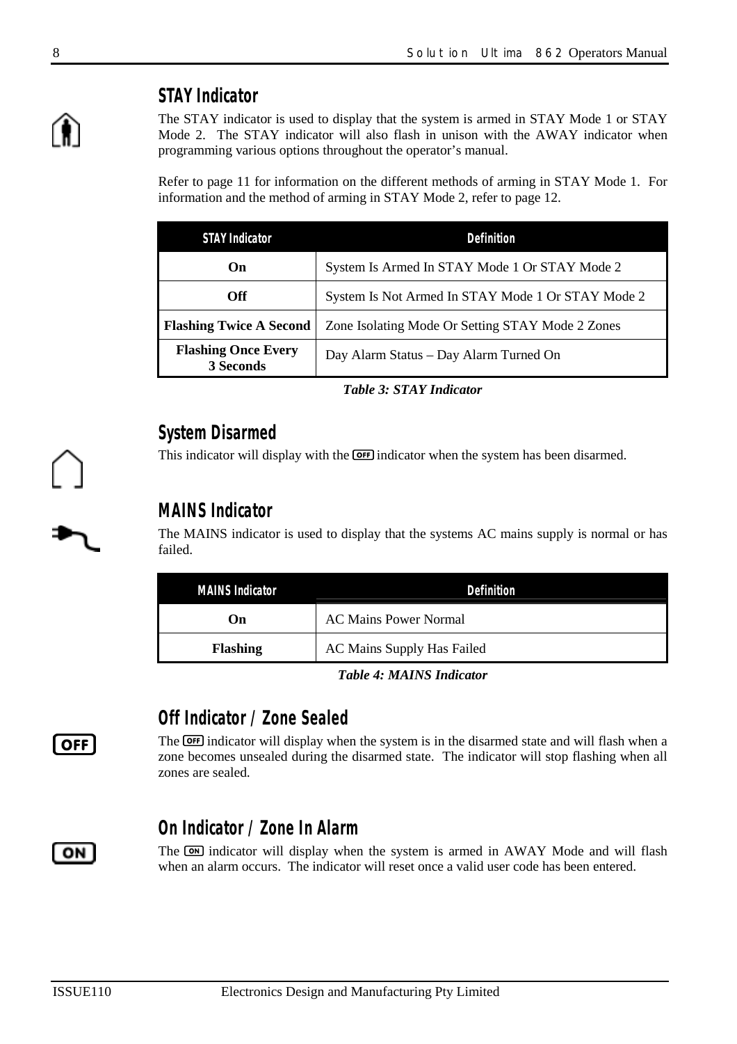## STAY Indicator

The STAY indicator is used to display that the system is armed in STAY Mode 1 or STAY Mode 2. The STAY indicator will also flash in unison with the AWAY indicator when programming various options throughout the operator's manual.

Refer to page 11 for information on the different methods of arming in STAY Mode 1. For information and the method of arming in STAY Mode 2, refer to page 12.

| STAY Indicator | Definition |
|---|---|
| **On** | System Is Armed In STAY Mode 1 Or STAY Mode 2 |
| **Off** | System Is Not Armed In STAY Mode 1 Or STAY Mode 2 |
| **Flashing Twice A Second** | Zone Isolating Mode Or Setting STAY Mode 2 Zones |
| **Flashing Once Every 3 Seconds** | Day Alarm Status – Day Alarm Turned On |

***Table 3: STAY Indicator***

## System Disarmed

This indicator will display with the OFF indicator when the system has been disarmed.

## MAINS Indicator

The MAINS indicator is used to display that the systems AC mains supply is normal or has failed.

| MAINS Indicator | Definition |
|---|---|
| **On** | AC Mains Power Normal |
| **Flashing** | AC Mains Supply Has Failed |

***Table 4: MAINS Indicator***

## Off Indicator / Zone Sealed

The OFF indicator will display when the system is in the disarmed state and will flash when a zone becomes unsealed during the disarmed state. The indicator will stop flashing when all zones are sealed.

## On Indicator / Zone In Alarm

The ON indicator will display when the system is armed in AWAY Mode and will flash when an alarm occurs. The indicator will reset once a valid user code has been entered.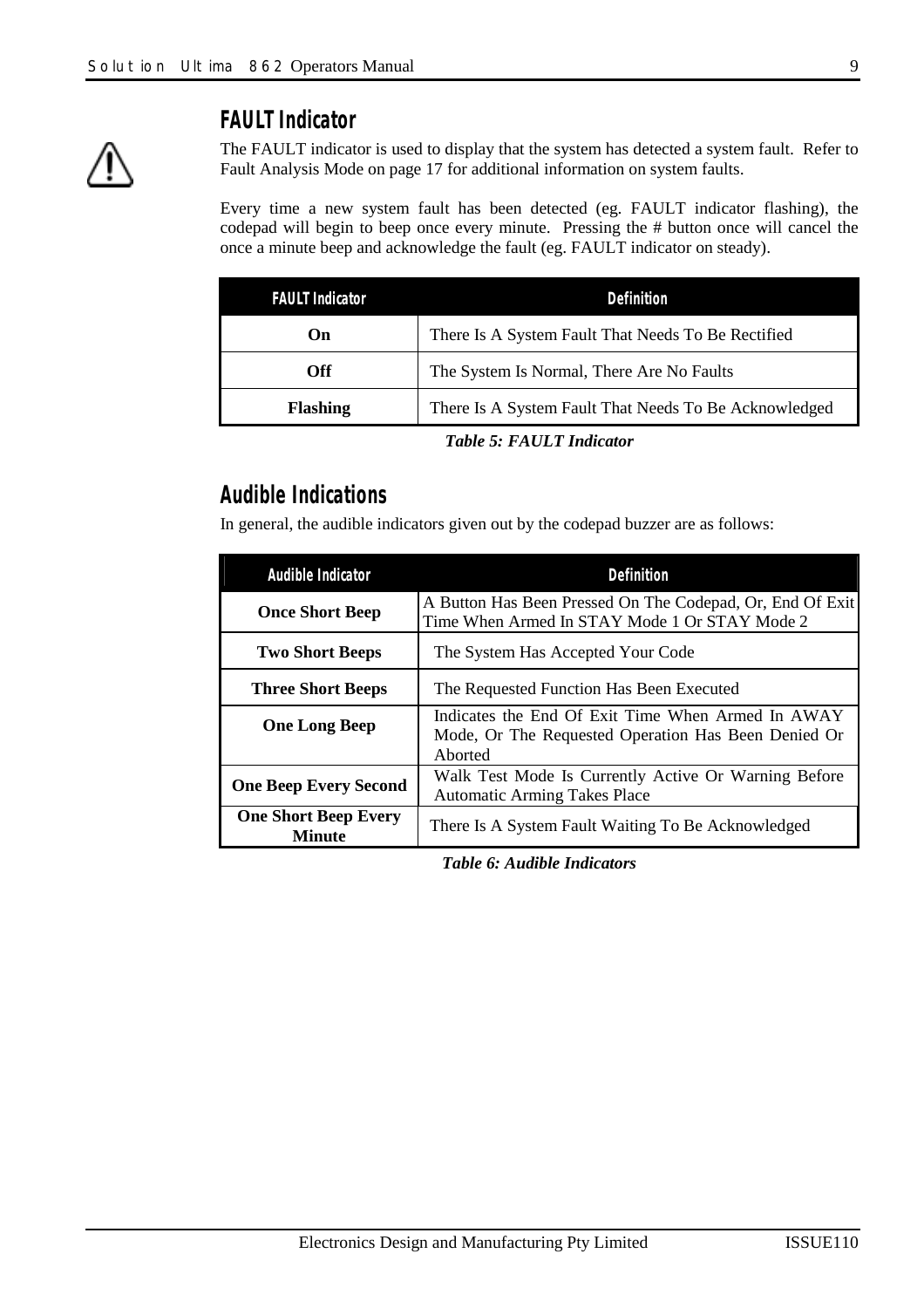## FAULT Indicator

The FAULT indicator is used to display that the system has detected a system fault. Refer to Fault Analysis Mode on page 17 for additional information on system faults.

Every time a new system fault has been detected (eg. FAULT indicator flashing), the codepad will begin to beep once every minute. Pressing the # button once will cancel the once a minute beep and acknowledge the fault (eg. FAULT indicator on steady).

| FAULT Indicator | Definition |
|---|---|
| **On** | There Is A System Fault That Needs To Be Rectified |
| **Off** | The System Is Normal, There Are No Faults |
| **Flashing** | There Is A System Fault That Needs To Be Acknowledged |

***Table 5: FAULT Indicator***

## Audible Indications

In general, the audible indicators given out by the codepad buzzer are as follows:

| Audible Indicator | Definition |
|---|---|
| **Once Short Beep** | A Button Has Been Pressed On The Codepad, Or, End Of Exit Time When Armed In STAY Mode 1 Or STAY Mode 2 |
| **Two Short Beeps** | The System Has Accepted Your Code |
| **Three Short Beeps** | The Requested Function Has Been Executed |
| **One Long Beep** | Indicates the End Of Exit Time When Armed In AWAY Mode, Or The Requested Operation Has Been Denied Or Aborted |
| **One Beep Every Second** | Walk Test Mode Is Currently Active Or Warning Before Automatic Arming Takes Place |
| **One Short Beep Every Minute** | There Is A System Fault Waiting To Be Acknowledged |

***Table 6: Audible Indicators***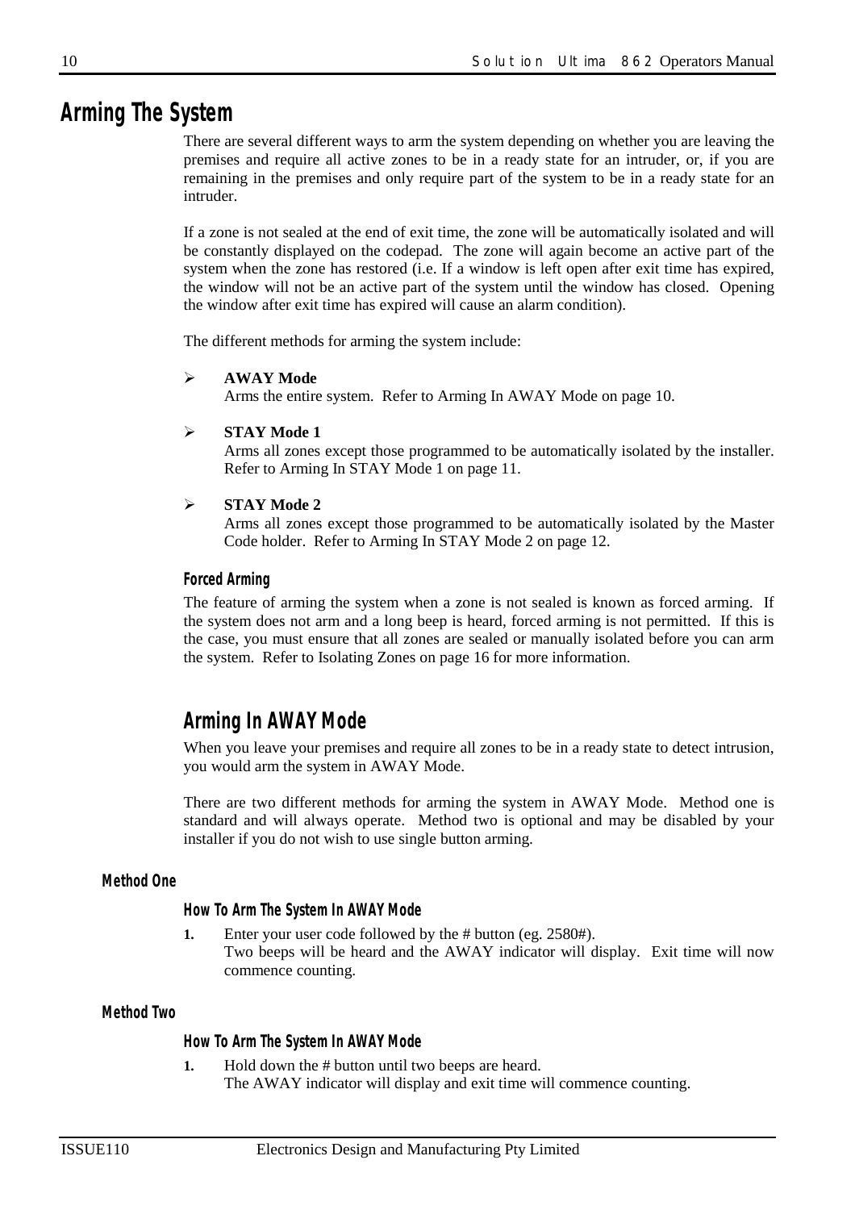# Arming The System

There are several different ways to arm the system depending on whether you are leaving the premises and require all active zones to be in a ready state for an intruder, or, if you are remaining in the premises and only require part of the system to be in a ready state for an intruder.

If a zone is not sealed at the end of exit time, the zone will be automatically isolated and will be constantly displayed on the codepad. The zone will again become an active part of the system when the zone has restored (i.e. If a window is left open after exit time has expired, the window will not be an active part of the system until the window has closed. Opening the window after exit time has expired will cause an alarm condition).

The different methods for arming the system include:

- **AWAY Mode**
  Arms the entire system. Refer to Arming In AWAY Mode on page 10.

- **STAY Mode 1**
  Arms all zones except those programmed to be automatically isolated by the installer. Refer to Arming In STAY Mode 1 on page 11.

- **STAY Mode 2**
  Arms all zones except those programmed to be automatically isolated by the Master Code holder. Refer to Arming In STAY Mode 2 on page 12.

#### Forced Arming

The feature of arming the system when a zone is not sealed is known as forced arming. If the system does not arm and a long beep is heard, forced arming is not permitted. If this is the case, you must ensure that all zones are sealed or manually isolated before you can arm the system. Refer to Isolating Zones on page 16 for more information.

## Arming In AWAY Mode

When you leave your premises and require all zones to be in a ready state to detect intrusion, you would arm the system in AWAY Mode.

There are two different methods for arming the system in AWAY Mode. Method one is standard and will always operate. Method two is optional and may be disabled by your installer if you do not wish to use single button arming.

### Method One

#### How To Arm The System In AWAY Mode

1. Enter your user code followed by the # button (eg. 2580#).
   Two beeps will be heard and the AWAY indicator will display. Exit time will now commence counting.

### Method Two

#### How To Arm The System In AWAY Mode

1. Hold down the # button until two beeps are heard.
   The AWAY indicator will display and exit time will commence counting.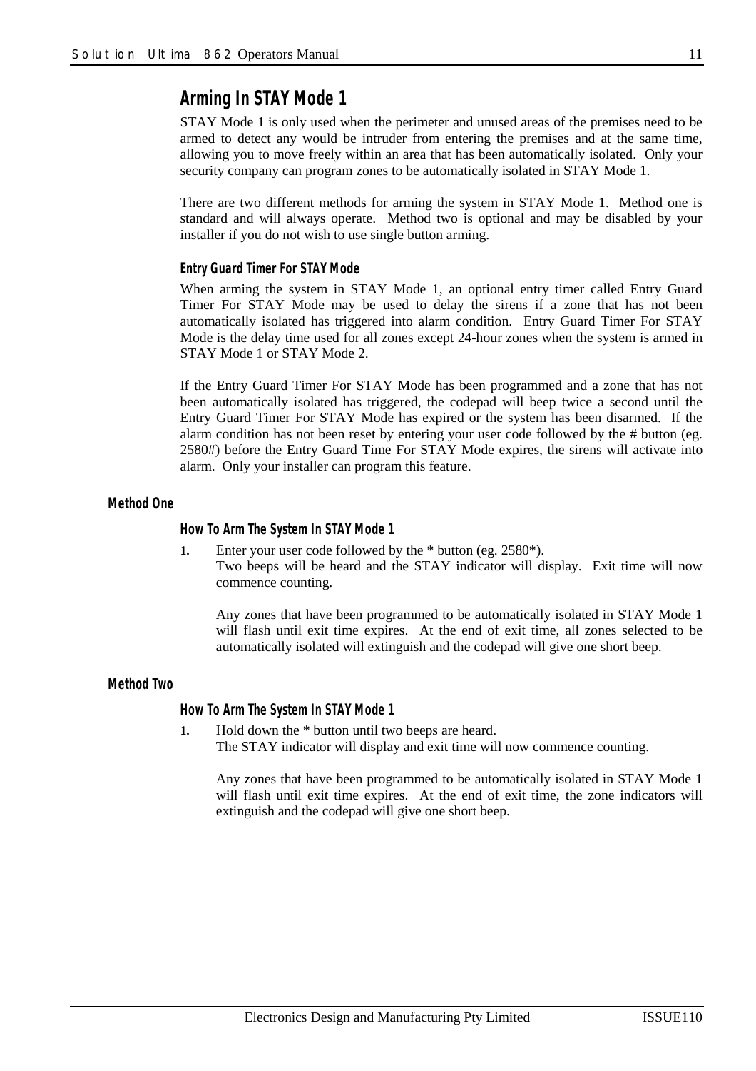## Arming In STAY Mode 1

STAY Mode 1 is only used when the perimeter and unused areas of the premises need to be armed to detect any would be intruder from entering the premises and at the same time, allowing you to move freely within an area that has been automatically isolated. Only your security company can program zones to be automatically isolated in STAY Mode 1.

There are two different methods for arming the system in STAY Mode 1. Method one is standard and will always operate. Method two is optional and may be disabled by your installer if you do not wish to use single button arming.

#### Entry Guard Timer For STAY Mode

When arming the system in STAY Mode 1, an optional entry timer called Entry Guard Timer For STAY Mode may be used to delay the sirens if a zone that has not been automatically isolated has triggered into alarm condition. Entry Guard Timer For STAY Mode is the delay time used for all zones except 24-hour zones when the system is armed in STAY Mode 1 or STAY Mode 2.

If the Entry Guard Timer For STAY Mode has been programmed and a zone that has not been automatically isolated has triggered, the codepad will beep twice a second until the Entry Guard Timer For STAY Mode has expired or the system has been disarmed. If the alarm condition has not been reset by entering your user code followed by the # button (eg. 2580#) before the Entry Guard Time For STAY Mode expires, the sirens will activate into alarm. Only your installer can program this feature.

### Method One

#### How To Arm The System In STAY Mode 1

**1.** Enter your user code followed by the * button (eg. 2580*).
Two beeps will be heard and the STAY indicator will display. Exit time will now commence counting.

Any zones that have been programmed to be automatically isolated in STAY Mode 1 will flash until exit time expires. At the end of exit time, all zones selected to be automatically isolated will extinguish and the codepad will give one short beep.

### Method Two

#### How To Arm The System In STAY Mode 1

**1.** Hold down the * button until two beeps are heard.
The STAY indicator will display and exit time will now commence counting.

Any zones that have been programmed to be automatically isolated in STAY Mode 1 will flash until exit time expires. At the end of exit time, the zone indicators will extinguish and the codepad will give one short beep.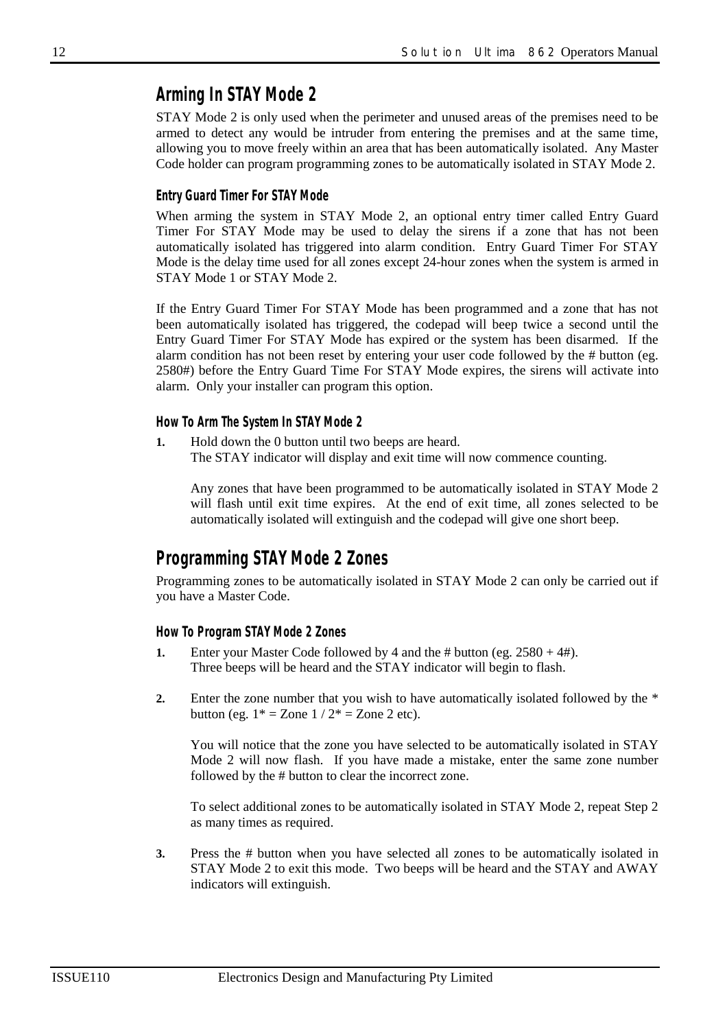## Arming In STAY Mode 2

STAY Mode 2 is only used when the perimeter and unused areas of the premises need to be armed to detect any would be intruder from entering the premises and at the same time, allowing you to move freely within an area that has been automatically isolated. Any Master Code holder can program programming zones to be automatically isolated in STAY Mode 2.

### Entry Guard Timer For STAY Mode

When arming the system in STAY Mode 2, an optional entry timer called Entry Guard Timer For STAY Mode may be used to delay the sirens if a zone that has not been automatically isolated has triggered into alarm condition. Entry Guard Timer For STAY Mode is the delay time used for all zones except 24-hour zones when the system is armed in STAY Mode 1 or STAY Mode 2.

If the Entry Guard Timer For STAY Mode has been programmed and a zone that has not been automatically isolated has triggered, the codepad will beep twice a second until the Entry Guard Timer For STAY Mode has expired or the system has been disarmed. If the alarm condition has not been reset by entering your user code followed by the # button (eg. 2580#) before the Entry Guard Time For STAY Mode expires, the sirens will activate into alarm. Only your installer can program this option.

### How To Arm The System In STAY Mode 2

1. Hold down the 0 button until two beeps are heard.
   The STAY indicator will display and exit time will now commence counting.

   Any zones that have been programmed to be automatically isolated in STAY Mode 2 will flash until exit time expires. At the end of exit time, all zones selected to be automatically isolated will extinguish and the codepad will give one short beep.

## Programming STAY Mode 2 Zones

Programming zones to be automatically isolated in STAY Mode 2 can only be carried out if you have a Master Code.

### How To Program STAY Mode 2 Zones

1. Enter your Master Code followed by 4 and the # button (eg. 2580 + 4#).
   Three beeps will be heard and the STAY indicator will begin to flash.

2. Enter the zone number that you wish to have automatically isolated followed by the * button (eg. 1* = Zone 1 / 2* = Zone 2 etc).

   You will notice that the zone you have selected to be automatically isolated in STAY Mode 2 will now flash. If you have made a mistake, enter the same zone number followed by the # button to clear the incorrect zone.

   To select additional zones to be automatically isolated in STAY Mode 2, repeat Step 2 as many times as required.

3. Press the # button when you have selected all zones to be automatically isolated in STAY Mode 2 to exit this mode. Two beeps will be heard and the STAY and AWAY indicators will extinguish.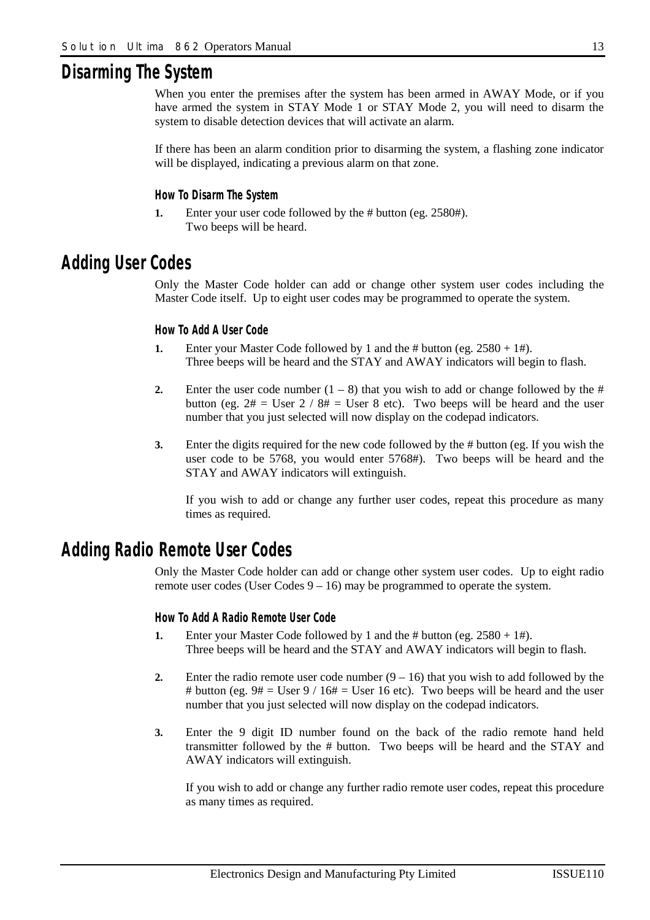## Disarming The System

When you enter the premises after the system has been armed in AWAY Mode, or if you have armed the system in STAY Mode 1 or STAY Mode 2, you will need to disarm the system to disable detection devices that will activate an alarm.

If there has been an alarm condition prior to disarming the system, a flashing zone indicator will be displayed, indicating a previous alarm on that zone.

### How To Disarm The System

1. Enter your user code followed by the # button (eg. 2580#).
   Two beeps will be heard.

## Adding User Codes

Only the Master Code holder can add or change other system user codes including the Master Code itself. Up to eight user codes may be programmed to operate the system.

### How To Add A User Code

1. Enter your Master Code followed by 1 and the # button (eg. 2580 + 1#).
   Three beeps will be heard and the STAY and AWAY indicators will begin to flash.

2. Enter the user code number (1 – 8) that you wish to add or change followed by the # button (eg. 2# = User 2 / 8# = User 8 etc). Two beeps will be heard and the user number that you just selected will now display on the codepad indicators.

3. Enter the digits required for the new code followed by the # button (eg. If you wish the user code to be 5768, you would enter 5768#). Two beeps will be heard and the STAY and AWAY indicators will extinguish.

   If you wish to add or change any further user codes, repeat this procedure as many times as required.

## Adding Radio Remote User Codes

Only the Master Code holder can add or change other system user codes. Up to eight radio remote user codes (User Codes 9 – 16) may be programmed to operate the system.

### How To Add A Radio Remote User Code

1. Enter your Master Code followed by 1 and the # button (eg. 2580 + 1#).
   Three beeps will be heard and the STAY and AWAY indicators will begin to flash.

2. Enter the radio remote user code number (9 – 16) that you wish to add followed by the # button (eg. 9# = User 9 / 16# = User 16 etc). Two beeps will be heard and the user number that you just selected will now display on the codepad indicators.

3. Enter the 9 digit ID number found on the back of the radio remote hand held transmitter followed by the # button. Two beeps will be heard and the STAY and AWAY indicators will extinguish.

   If you wish to add or change any further radio remote user codes, repeat this procedure as many times as required.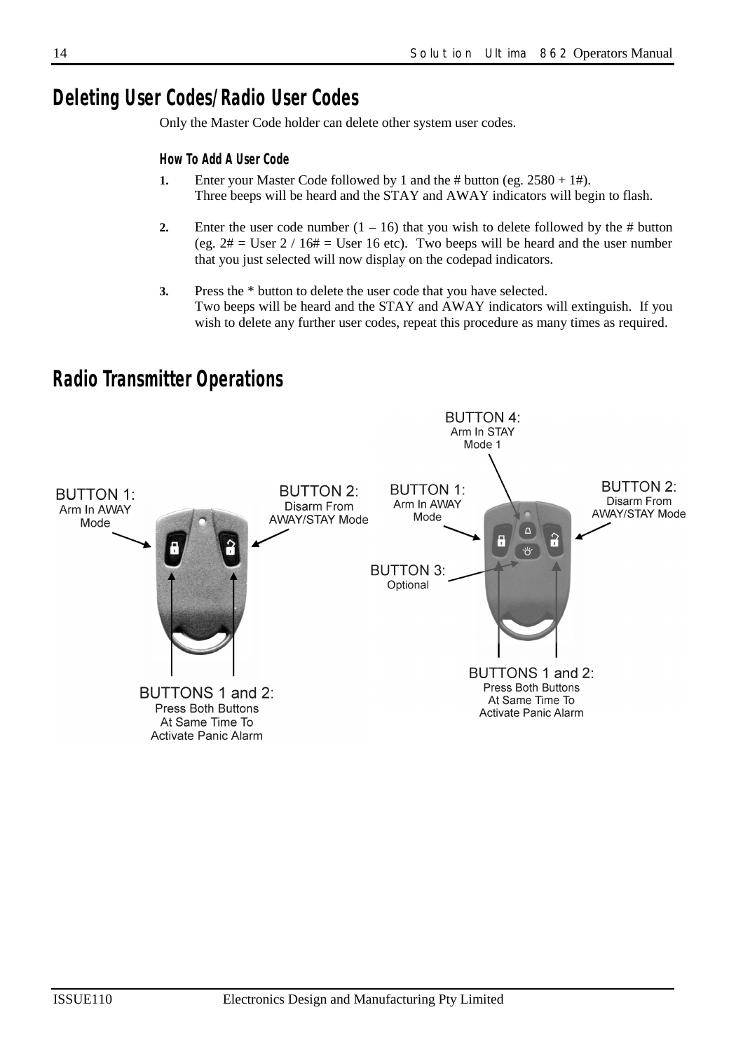## Deleting User Codes/Radio User Codes

Only the Master Code holder can delete other system user codes.

### How To Add A User Code

1. Enter your Master Code followed by 1 and the # button (eg. 2580 + 1#).
   Three beeps will be heard and the STAY and AWAY indicators will begin to flash.

2. Enter the user code number (1 – 16) that you wish to delete followed by the # button (eg. 2# = User 2 / 16# = User 16 etc). Two beeps will be heard and the user number that you just selected will now display on the codepad indicators.

3. Press the * button to delete the user code that you have selected.
   Two beeps will be heard and the STAY and AWAY indicators will extinguish. If you wish to delete any further user codes, repeat this procedure as many times as required.

## Radio Transmitter Operations

BUTTON 1: Arm In AWAY Mode

BUTTON 2: Disarm From AWAY/STAY Mode

BUTTONS 1 and 2: Press Both Buttons At Same Time To Activate Panic Alarm

BUTTON 4: Arm In STAY Mode 1

BUTTON 1: Arm In AWAY Mode

BUTTON 2: Disarm From AWAY/STAY Mode

BUTTON 3: Optional

BUTTONS 1 and 2: Press Both Buttons At Same Time To Activate Panic Alarm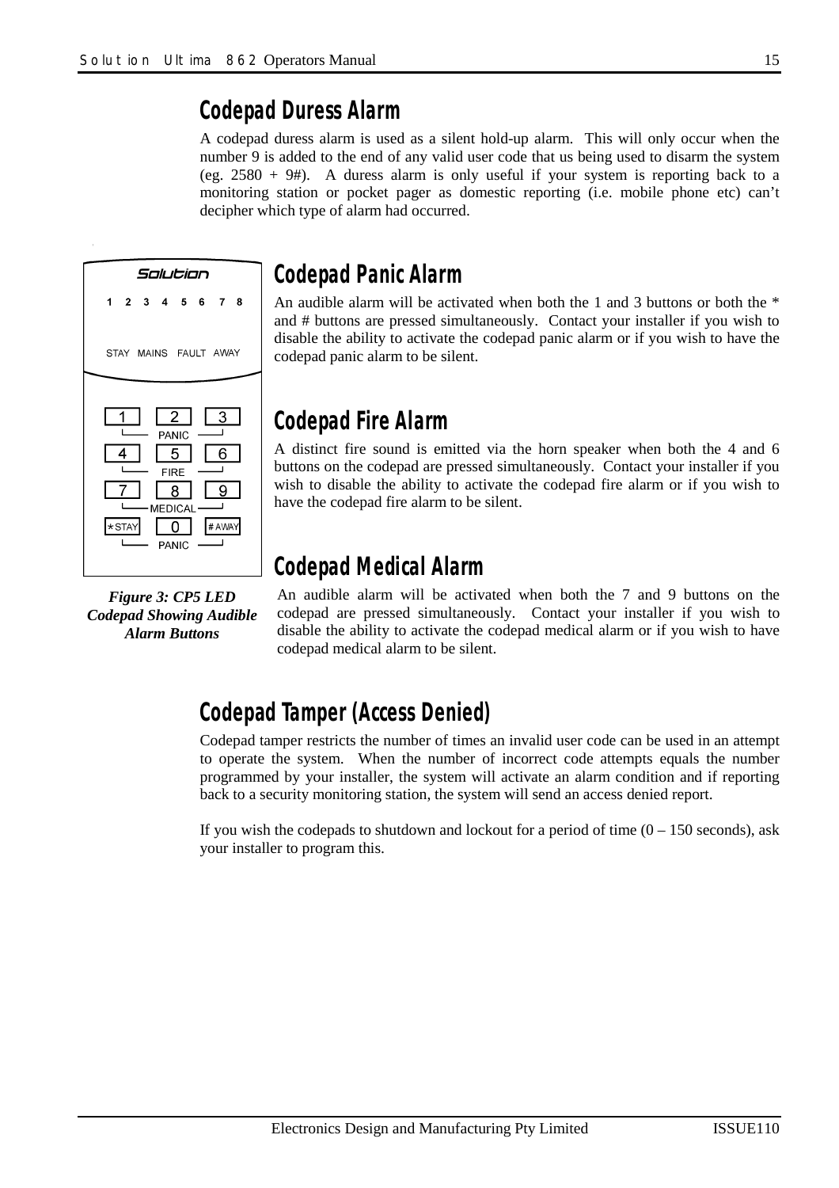## Codepad Duress Alarm

A codepad duress alarm is used as a silent hold-up alarm. This will only occur when the number 9 is added to the end of any valid user code that us being used to disarm the system (eg. 2580 + 9#). A duress alarm is only useful if your system is reporting back to a monitoring station or pocket pager as domestic reporting (i.e. mobile phone etc) can't decipher which type of alarm had occurred.

## Codepad Panic Alarm

An audible alarm will be activated when both the 1 and 3 buttons or both the * and # buttons are pressed simultaneously. Contact your installer if you wish to disable the ability to activate the codepad panic alarm or if you wish to have the codepad panic alarm to be silent.

## Codepad Fire Alarm

A distinct fire sound is emitted via the horn speaker when both the 4 and 6 buttons on the codepad are pressed simultaneously. Contact your installer if you wish to disable the ability to activate the codepad fire alarm or if you wish to have the codepad fire alarm to be silent.

## Codepad Medical Alarm

An audible alarm will be activated when both the 7 and 9 buttons on the codepad are pressed simultaneously. Contact your installer if you wish to disable the ability to activate the codepad medical alarm or if you wish to have codepad medical alarm to be silent.

***Figure 3: CP5 LED Codepad Showing Audible Alarm Buttons***

## Codepad Tamper (Access Denied)

Codepad tamper restricts the number of times an invalid user code can be used in an attempt to operate the system. When the number of incorrect code attempts equals the number programmed by your installer, the system will activate an alarm condition and if reporting back to a security monitoring station, the system will send an access denied report.

If you wish the codepads to shutdown and lockout for a period of time (0 – 150 seconds), ask your installer to program this.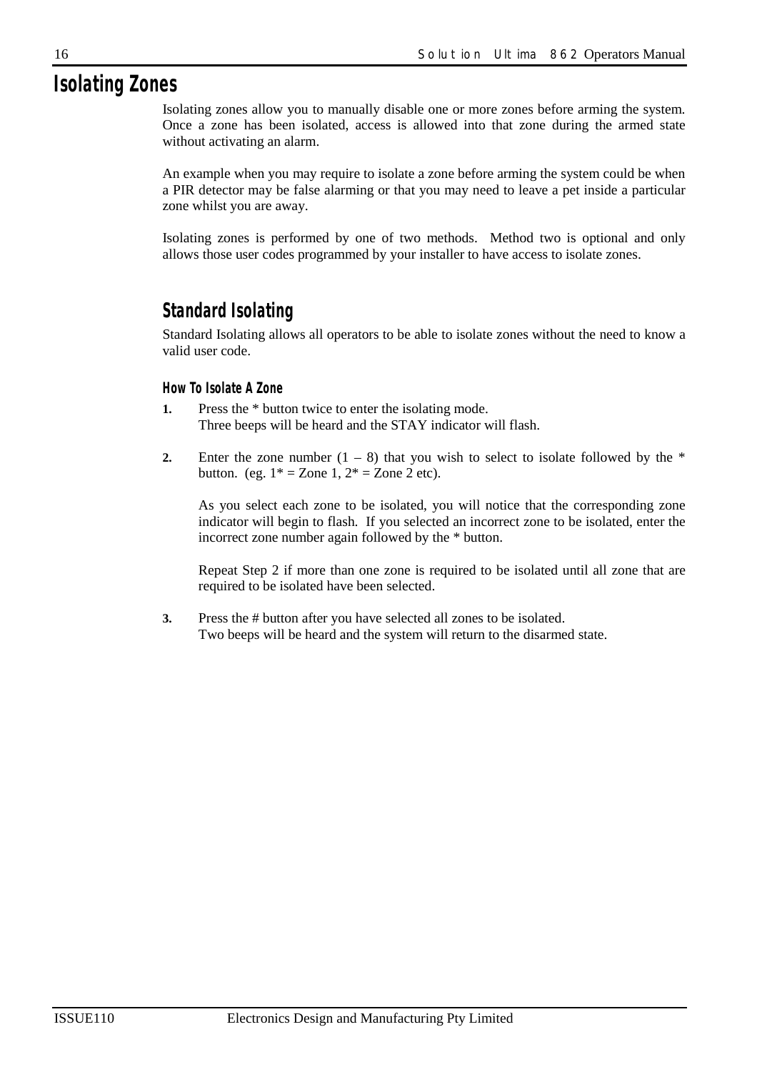# Isolating Zones

Isolating zones allow you to manually disable one or more zones before arming the system. Once a zone has been isolated, access is allowed into that zone during the armed state without activating an alarm.

An example when you may require to isolate a zone before arming the system could be when a PIR detector may be false alarming or that you may need to leave a pet inside a particular zone whilst you are away.

Isolating zones is performed by one of two methods. Method two is optional and only allows those user codes programmed by your installer to have access to isolate zones.

## Standard Isolating

Standard Isolating allows all operators to be able to isolate zones without the need to know a valid user code.

### How To Isolate A Zone

**1.** Press the * button twice to enter the isolating mode.
Three beeps will be heard and the STAY indicator will flash.

**2.** Enter the zone number (1 – 8) that you wish to select to isolate followed by the * button. (eg. 1* = Zone 1, 2* = Zone 2 etc).

As you select each zone to be isolated, you will notice that the corresponding zone indicator will begin to flash. If you selected an incorrect zone to be isolated, enter the incorrect zone number again followed by the * button.

Repeat Step 2 if more than one zone is required to be isolated until all zone that are required to be isolated have been selected.

**3.** Press the # button after you have selected all zones to be isolated.
Two beeps will be heard and the system will return to the disarmed state.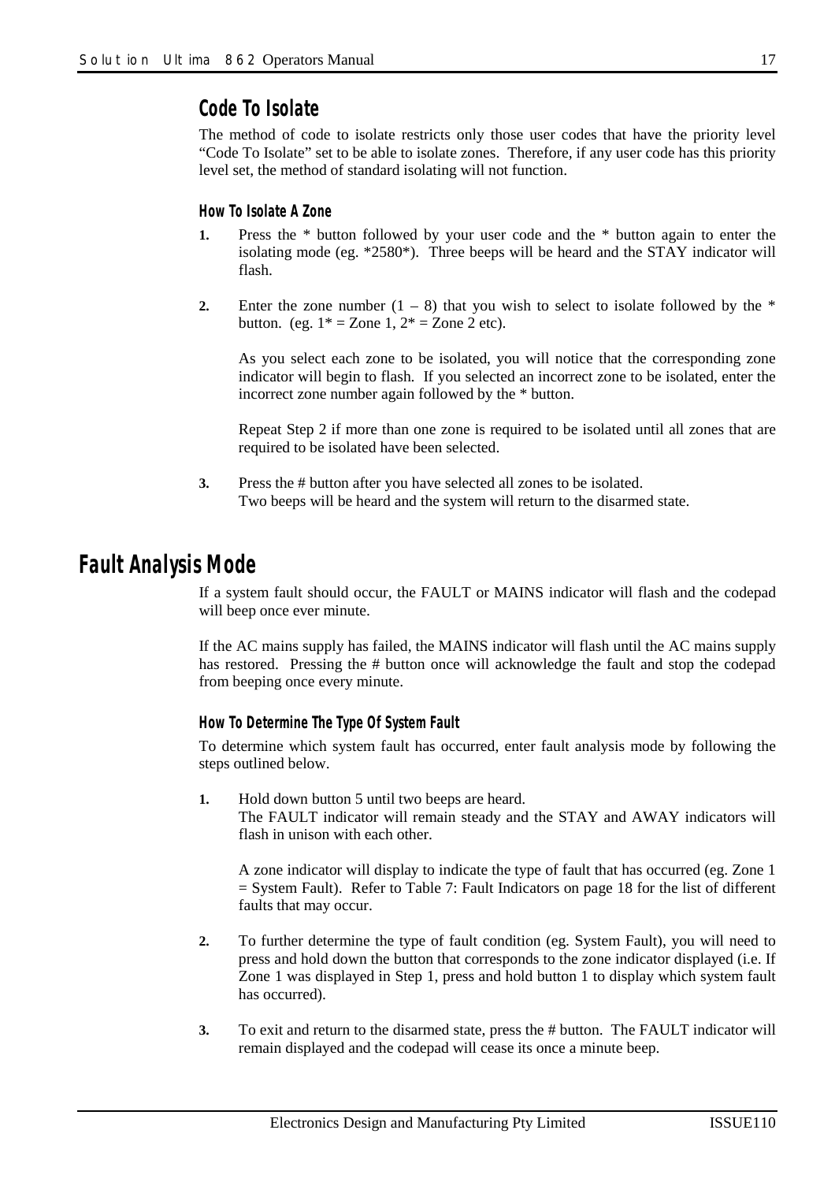## Code To Isolate

The method of code to isolate restricts only those user codes that have the priority level "Code To Isolate" set to be able to isolate zones. Therefore, if any user code has this priority level set, the method of standard isolating will not function.

### How To Isolate A Zone

**1.** Press the * button followed by your user code and the * button again to enter the isolating mode (eg. *2580*). Three beeps will be heard and the STAY indicator will flash.

**2.** Enter the zone number (1 – 8) that you wish to select to isolate followed by the * button. (eg. 1* = Zone 1, 2* = Zone 2 etc).

As you select each zone to be isolated, you will notice that the corresponding zone indicator will begin to flash. If you selected an incorrect zone to be isolated, enter the incorrect zone number again followed by the * button.

Repeat Step 2 if more than one zone is required to be isolated until all zones that are required to be isolated have been selected.

**3.** Press the # button after you have selected all zones to be isolated.
Two beeps will be heard and the system will return to the disarmed state.

# Fault Analysis Mode

If a system fault should occur, the FAULT or MAINS indicator will flash and the codepad will beep once ever minute.

If the AC mains supply has failed, the MAINS indicator will flash until the AC mains supply has restored. Pressing the # button once will acknowledge the fault and stop the codepad from beeping once every minute.

### How To Determine The Type Of System Fault

To determine which system fault has occurred, enter fault analysis mode by following the steps outlined below.

**1.** Hold down button 5 until two beeps are heard.
The FAULT indicator will remain steady and the STAY and AWAY indicators will flash in unison with each other.

A zone indicator will display to indicate the type of fault that has occurred (eg. Zone 1 = System Fault). Refer to Table 7: Fault Indicators on page 18 for the list of different faults that may occur.

**2.** To further determine the type of fault condition (eg. System Fault), you will need to press and hold down the button that corresponds to the zone indicator displayed (i.e. If Zone 1 was displayed in Step 1, press and hold button 1 to display which system fault has occurred).

**3.** To exit and return to the disarmed state, press the # button. The FAULT indicator will remain displayed and the codepad will cease its once a minute beep.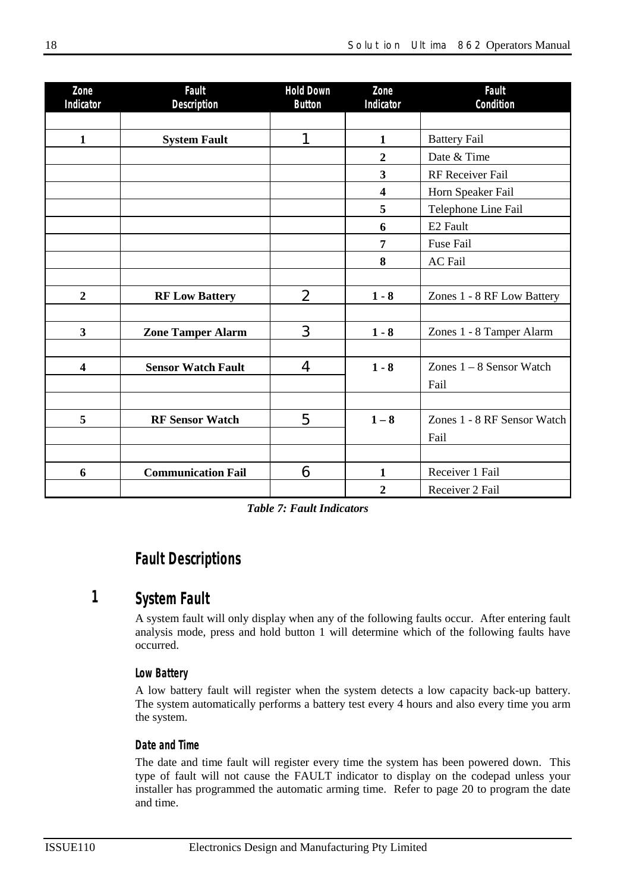| Zone Indicator | Fault Description | Hold Down Button | Zone Indicator | Fault Condition |
|---|---|---|---|---|
| | | | | |
| **1** | **System Fault** | 1 | **1** | Battery Fail |
| | | | **2** | Date & Time |
| | | | **3** | RF Receiver Fail |
| | | | **4** | Horn Speaker Fail |
| | | | **5** | Telephone Line Fail |
| | | | **6** | E2 Fault |
| | | | **7** | Fuse Fail |
| | | | **8** | AC Fail |
| | | | | |
| **2** | **RF Low Battery** | 2 | **1 - 8** | Zones 1 - 8 RF Low Battery |
| | | | | |
| **3** | **Zone Tamper Alarm** | 3 | **1 - 8** | Zones 1 - 8 Tamper Alarm |
| | | | | |
| **4** | **Sensor Watch Fault** | 4 | **1 - 8** | Zones 1 – 8 Sensor Watch Fail |
| | | | | |
| **5** | **RF Sensor Watch** | 5 | **1 – 8** | Zones 1 - 8 RF Sensor Watch Fail |
| | | | | |
| **6** | **Communication Fail** | 6 | **1** | Receiver 1 Fail |
| | | | **2** | Receiver 2 Fail |

*Table 7: Fault Indicators*

## Fault Descriptions

### 1 System Fault

A system fault will only display when any of the following faults occur. After entering fault analysis mode, press and hold button 1 will determine which of the following faults have occurred.

#### Low Battery

A low battery fault will register when the system detects a low capacity back-up battery. The system automatically performs a battery test every 4 hours and also every time you arm the system.

#### Date and Time

The date and time fault will register every time the system has been powered down. This type of fault will not cause the FAULT indicator to display on the codepad unless your installer has programmed the automatic arming time. Refer to page 20 to program the date and time.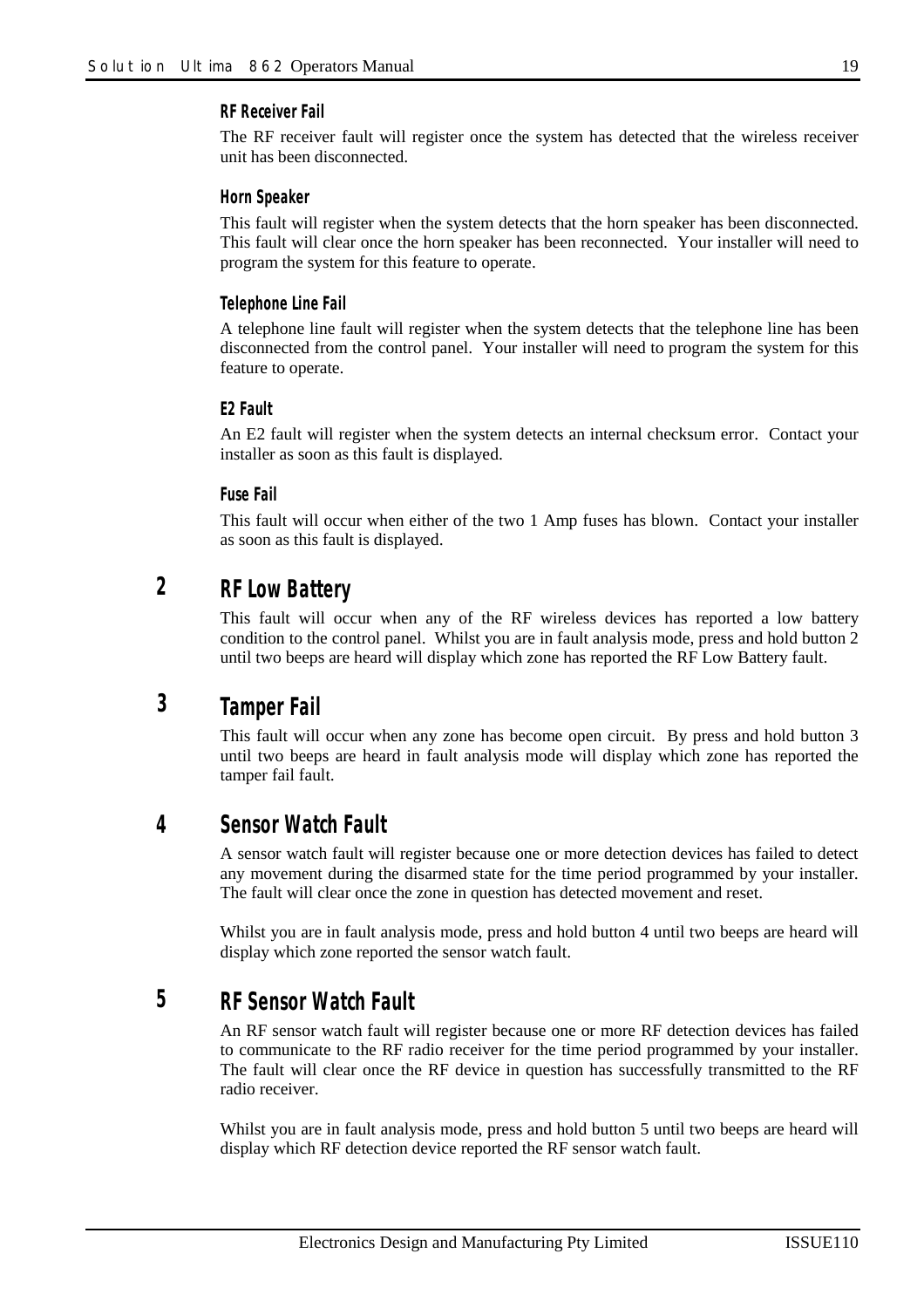#### RF Receiver Fail

The RF receiver fault will register once the system has detected that the wireless receiver unit has been disconnected.

#### Horn Speaker

This fault will register when the system detects that the horn speaker has been disconnected. This fault will clear once the horn speaker has been reconnected. Your installer will need to program the system for this feature to operate.

#### Telephone Line Fail

A telephone line fault will register when the system detects that the telephone line has been disconnected from the control panel. Your installer will need to program the system for this feature to operate.

#### E2 Fault

An E2 fault will register when the system detects an internal checksum error. Contact your installer as soon as this fault is displayed.

#### Fuse Fail

This fault will occur when either of the two 1 Amp fuses has blown. Contact your installer as soon as this fault is displayed.

## 2 RF Low Battery

This fault will occur when any of the RF wireless devices has reported a low battery condition to the control panel. Whilst you are in fault analysis mode, press and hold button 2 until two beeps are heard will display which zone has reported the RF Low Battery fault.

## 3 Tamper Fail

This fault will occur when any zone has become open circuit. By press and hold button 3 until two beeps are heard in fault analysis mode will display which zone has reported the tamper fail fault.

## 4 Sensor Watch Fault

A sensor watch fault will register because one or more detection devices has failed to detect any movement during the disarmed state for the time period programmed by your installer. The fault will clear once the zone in question has detected movement and reset.

Whilst you are in fault analysis mode, press and hold button 4 until two beeps are heard will display which zone reported the sensor watch fault.

## 5 RF Sensor Watch Fault

An RF sensor watch fault will register because one or more RF detection devices has failed to communicate to the RF radio receiver for the time period programmed by your installer. The fault will clear once the RF device in question has successfully transmitted to the RF radio receiver.

Whilst you are in fault analysis mode, press and hold button 5 until two beeps are heard will display which RF detection device reported the RF sensor watch fault.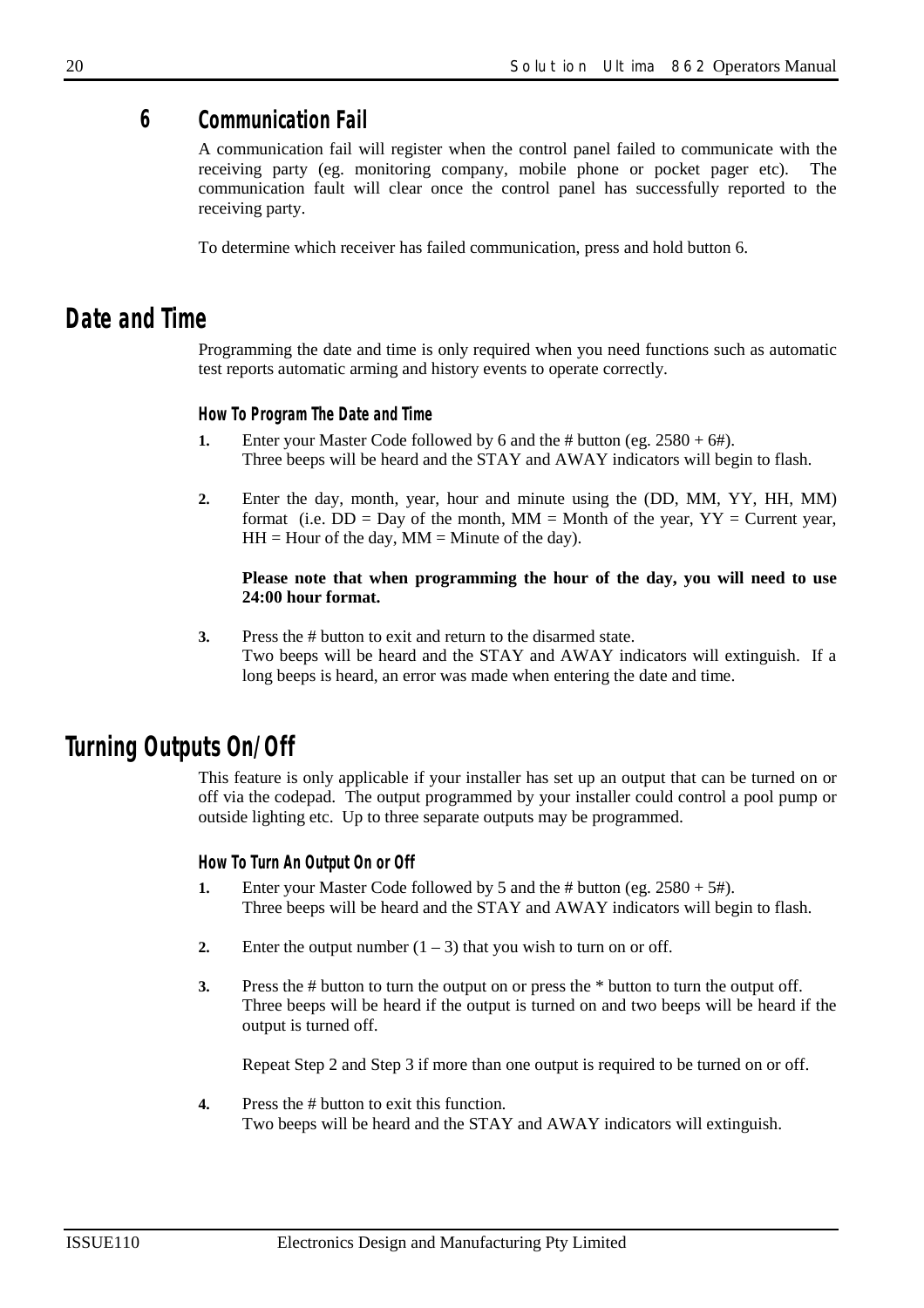### 6 Communication Fail

A communication fail will register when the control panel failed to communicate with the receiving party (eg. monitoring company, mobile phone or pocket pager etc). The communication fault will clear once the control panel has successfully reported to the receiving party.

To determine which receiver has failed communication, press and hold button 6.

## Date and Time

Programming the date and time is only required when you need functions such as automatic test reports automatic arming and history events to operate correctly.

#### How To Program The Date and Time

1. Enter your Master Code followed by 6 and the # button (eg. 2580 + 6#).
   Three beeps will be heard and the STAY and AWAY indicators will begin to flash.

2. Enter the day, month, year, hour and minute using the (DD, MM, YY, HH, MM) format (i.e. DD = Day of the month, MM = Month of the year, YY = Current year, HH = Hour of the day, MM = Minute of the day).

   **Please note that when programming the hour of the day, you will need to use 24:00 hour format.**

3. Press the # button to exit and return to the disarmed state.
   Two beeps will be heard and the STAY and AWAY indicators will extinguish. If a long beeps is heard, an error was made when entering the date and time.

## Turning Outputs On/Off

This feature is only applicable if your installer has set up an output that can be turned on or off via the codepad. The output programmed by your installer could control a pool pump or outside lighting etc. Up to three separate outputs may be programmed.

#### How To Turn An Output On or Off

1. Enter your Master Code followed by 5 and the # button (eg. 2580 + 5#).
   Three beeps will be heard and the STAY and AWAY indicators will begin to flash.

2. Enter the output number (1 – 3) that you wish to turn on or off.

3. Press the # button to turn the output on or press the * button to turn the output off.
   Three beeps will be heard if the output is turned on and two beeps will be heard if the output is turned off.

   Repeat Step 2 and Step 3 if more than one output is required to be turned on or off.

4. Press the # button to exit this function.
   Two beeps will be heard and the STAY and AWAY indicators will extinguish.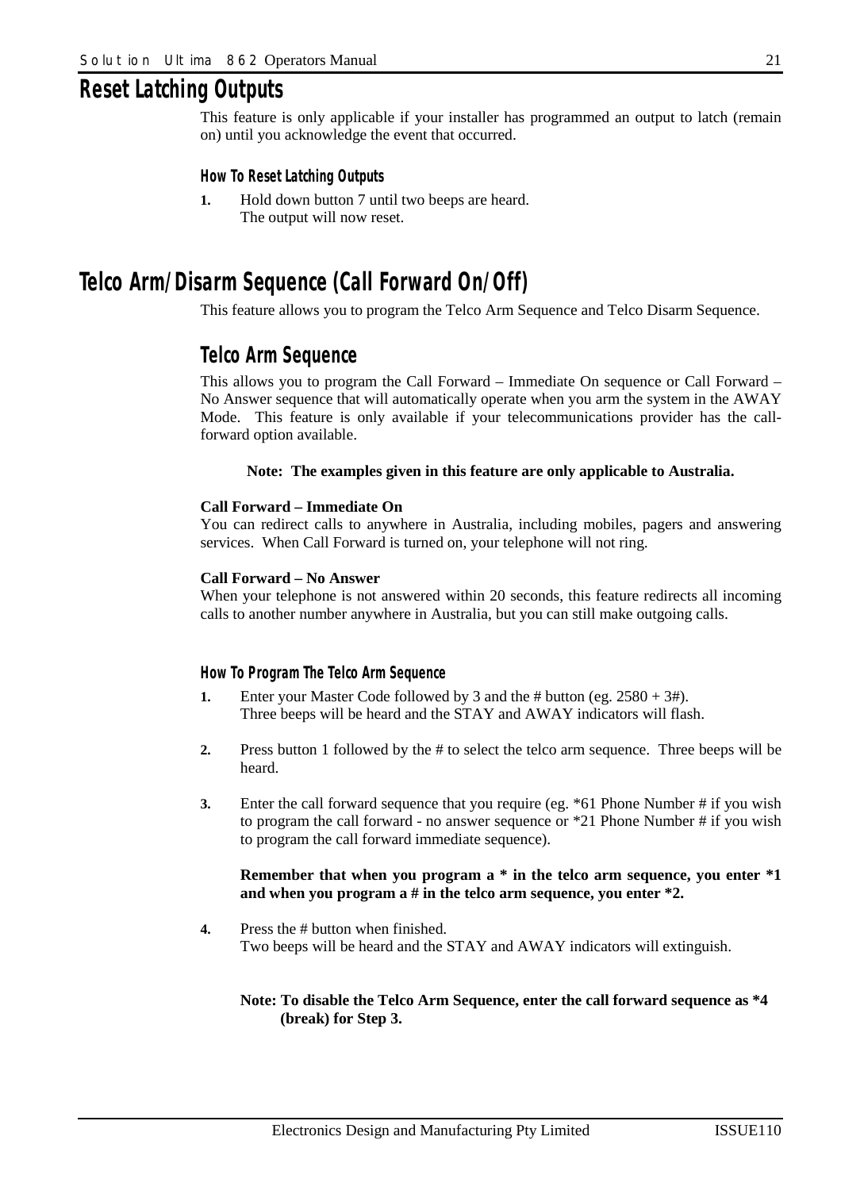# Reset Latching Outputs

This feature is only applicable if your installer has programmed an output to latch (remain on) until you acknowledge the event that occurred.

### How To Reset Latching Outputs

1. Hold down button 7 until two beeps are heard.
   The output will now reset.

# Telco Arm/Disarm Sequence (Call Forward On/Off)

This feature allows you to program the Telco Arm Sequence and Telco Disarm Sequence.

## Telco Arm Sequence

This allows you to program the Call Forward – Immediate On sequence or Call Forward – No Answer sequence that will automatically operate when you arm the system in the AWAY Mode. This feature is only available if your telecommunications provider has the call-forward option available.

**Note: The examples given in this feature are only applicable to Australia.**

**Call Forward – Immediate On**
You can redirect calls to anywhere in Australia, including mobiles, pagers and answering services. When Call Forward is turned on, your telephone will not ring.

**Call Forward – No Answer**
When your telephone is not answered within 20 seconds, this feature redirects all incoming calls to another number anywhere in Australia, but you can still make outgoing calls.

### How To Program The Telco Arm Sequence

1. Enter your Master Code followed by 3 and the # button (eg. 2580 + 3#).
   Three beeps will be heard and the STAY and AWAY indicators will flash.

2. Press button 1 followed by the # to select the telco arm sequence. Three beeps will be heard.

3. Enter the call forward sequence that you require (eg. *61 Phone Number # if you wish to program the call forward - no answer sequence or *21 Phone Number # if you wish to program the call forward immediate sequence).

   **Remember that when you program a * in the telco arm sequence, you enter *1 and when you program a # in the telco arm sequence, you enter *2.**

4. Press the # button when finished.
   Two beeps will be heard and the STAY and AWAY indicators will extinguish.

   **Note: To disable the Telco Arm Sequence, enter the call forward sequence as *4 (break) for Step 3.**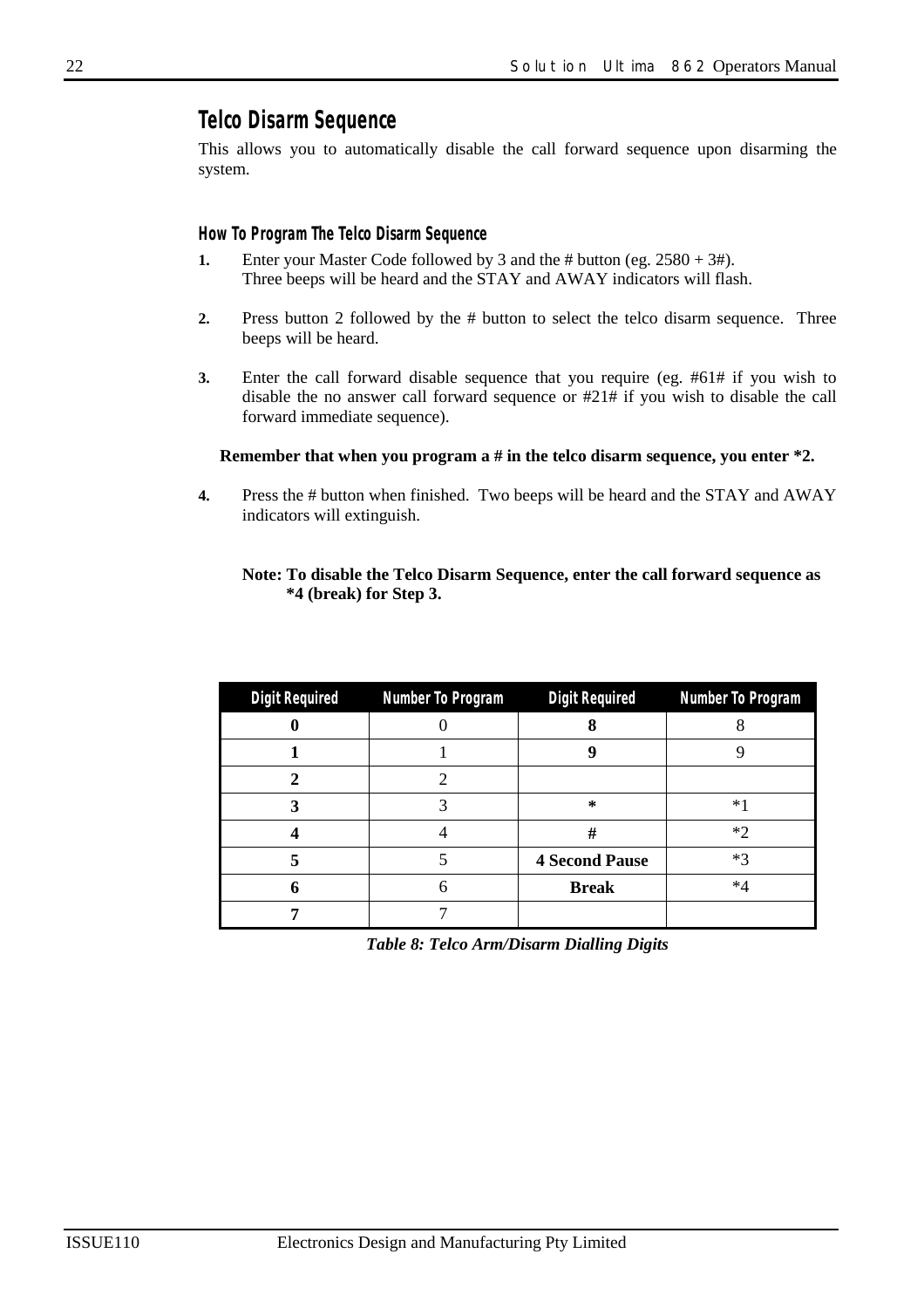## Telco Disarm Sequence

This allows you to automatically disable the call forward sequence upon disarming the system.

### How To Program The Telco Disarm Sequence

1. Enter your Master Code followed by 3 and the # button (eg. 2580 + 3#). Three beeps will be heard and the STAY and AWAY indicators will flash.

2. Press button 2 followed by the # button to select the telco disarm sequence. Three beeps will be heard.

3. Enter the call forward disable sequence that you require (eg. #61# if you wish to disable the no answer call forward sequence or #21# if you wish to disable the call forward immediate sequence).

**Remember that when you program a # in the telco disarm sequence, you enter *2.**

4. Press the # button when finished. Two beeps will be heard and the STAY and AWAY indicators will extinguish.

**Note: To disable the Telco Disarm Sequence, enter the call forward sequence as *4 (break) for Step 3.**

| Digit Required | Number To Program | Digit Required | Number To Program |
|---|---|---|---|
| **0** | 0 | **8** | 8 |
| **1** | 1 | **9** | 9 |
| **2** | 2 | | |
| **3** | 3 | ***** | *1 |
| **4** | 4 | **#** | *2 |
| **5** | 5 | **4 Second Pause** | *3 |
| **6** | 6 | **Break** | *4 |
| **7** | 7 | | |

***Table 8: Telco Arm/Disarm Dialling Digits***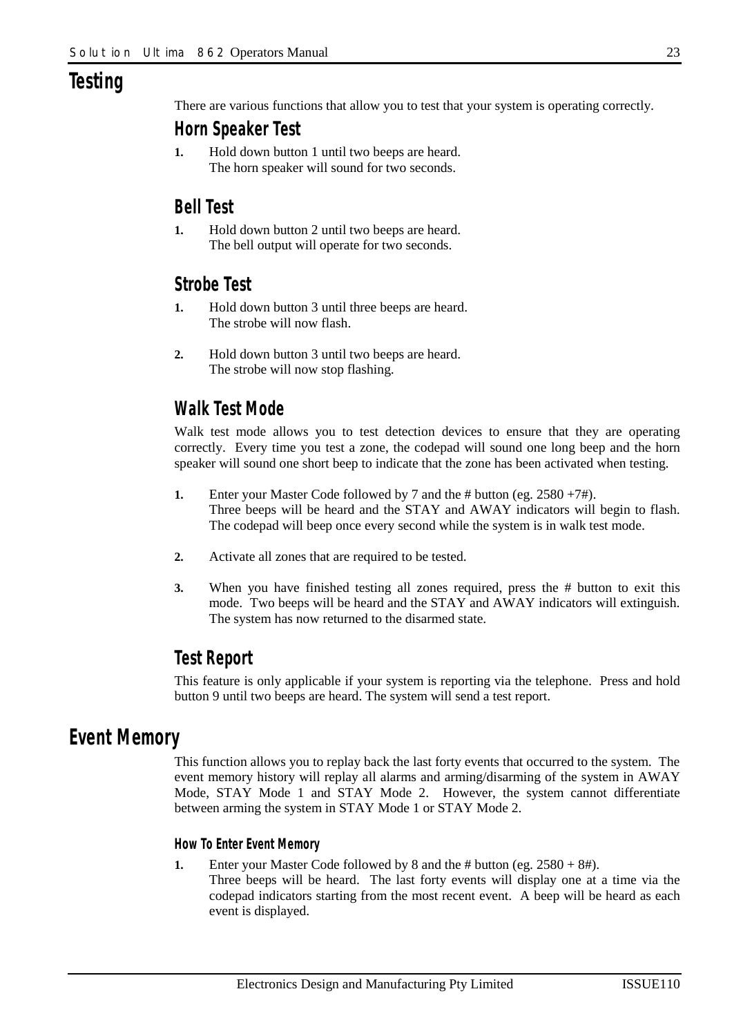# Testing

There are various functions that allow you to test that your system is operating correctly.

## Horn Speaker Test

**1.** Hold down button 1 until two beeps are heard.
The horn speaker will sound for two seconds.

## Bell Test

**1.** Hold down button 2 until two beeps are heard.
The bell output will operate for two seconds.

## Strobe Test

**1.** Hold down button 3 until three beeps are heard.
The strobe will now flash.

**2.** Hold down button 3 until two beeps are heard.
The strobe will now stop flashing.

## Walk Test Mode

Walk test mode allows you to test detection devices to ensure that they are operating correctly. Every time you test a zone, the codepad will sound one long beep and the horn speaker will sound one short beep to indicate that the zone has been activated when testing.

**1.** Enter your Master Code followed by 7 and the # button (eg. 2580 +7#).
Three beeps will be heard and the STAY and AWAY indicators will begin to flash. The codepad will beep once every second while the system is in walk test mode.

**2.** Activate all zones that are required to be tested.

**3.** When you have finished testing all zones required, press the # button to exit this mode. Two beeps will be heard and the STAY and AWAY indicators will extinguish. The system has now returned to the disarmed state.

## Test Report

This feature is only applicable if your system is reporting via the telephone. Press and hold button 9 until two beeps are heard. The system will send a test report.

# Event Memory

This function allows you to replay back the last forty events that occurred to the system. The event memory history will replay all alarms and arming/disarming of the system in AWAY Mode, STAY Mode 1 and STAY Mode 2. However, the system cannot differentiate between arming the system in STAY Mode 1 or STAY Mode 2.

### How To Enter Event Memory

**1.** Enter your Master Code followed by 8 and the # button (eg. 2580 + 8#).
Three beeps will be heard. The last forty events will display one at a time via the codepad indicators starting from the most recent event. A beep will be heard as each event is displayed.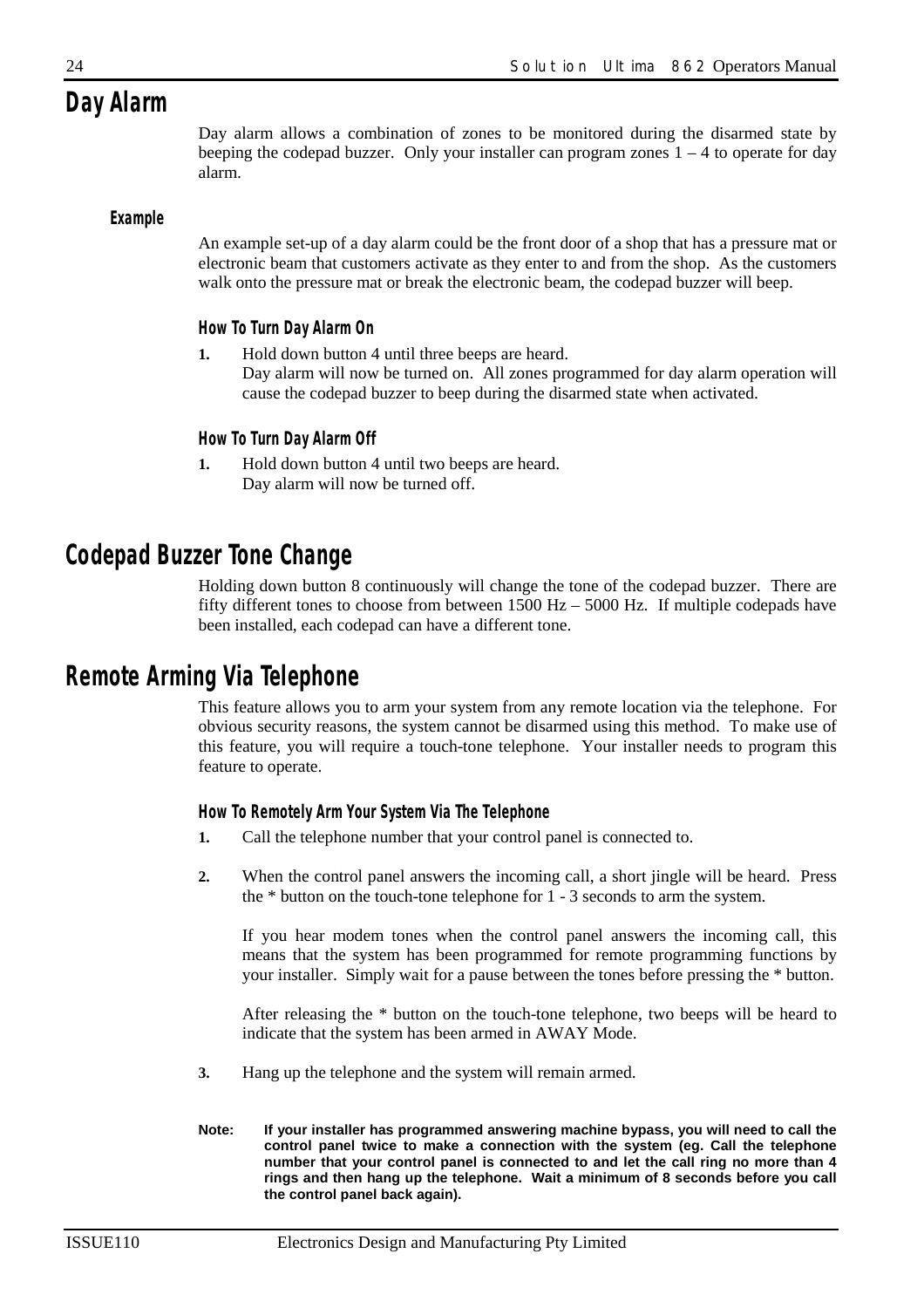## Day Alarm

Day alarm allows a combination of zones to be monitored during the disarmed state by beeping the codepad buzzer. Only your installer can program zones 1 – 4 to operate for day alarm.

### Example

An example set-up of a day alarm could be the front door of a shop that has a pressure mat or electronic beam that customers activate as they enter to and from the shop. As the customers walk onto the pressure mat or break the electronic beam, the codepad buzzer will beep.

#### How To Turn Day Alarm On

**1.** Hold down button 4 until three beeps are heard.
Day alarm will now be turned on. All zones programmed for day alarm operation will cause the codepad buzzer to beep during the disarmed state when activated.

#### How To Turn Day Alarm Off

**1.** Hold down button 4 until two beeps are heard.
Day alarm will now be turned off.

## Codepad Buzzer Tone Change

Holding down button 8 continuously will change the tone of the codepad buzzer. There are fifty different tones to choose from between 1500 Hz – 5000 Hz. If multiple codepads have been installed, each codepad can have a different tone.

## Remote Arming Via Telephone

This feature allows you to arm your system from any remote location via the telephone. For obvious security reasons, the system cannot be disarmed using this method. To make use of this feature, you will require a touch-tone telephone. Your installer needs to program this feature to operate.

#### How To Remotely Arm Your System Via The Telephone

**1.** Call the telephone number that your control panel is connected to.

**2.** When the control panel answers the incoming call, a short jingle will be heard. Press the * button on the touch-tone telephone for 1 - 3 seconds to arm the system.

If you hear modem tones when the control panel answers the incoming call, this means that the system has been programmed for remote programming functions by your installer. Simply wait for a pause between the tones before pressing the * button.

After releasing the * button on the touch-tone telephone, two beeps will be heard to indicate that the system has been armed in AWAY Mode.

**3.** Hang up the telephone and the system will remain armed.

**Note: If your installer has programmed answering machine bypass, you will need to call the control panel twice to make a connection with the system (eg. Call the telephone number that your control panel is connected to and let the call ring no more than 4 rings and then hang up the telephone. Wait a minimum of 8 seconds before you call the control panel back again).**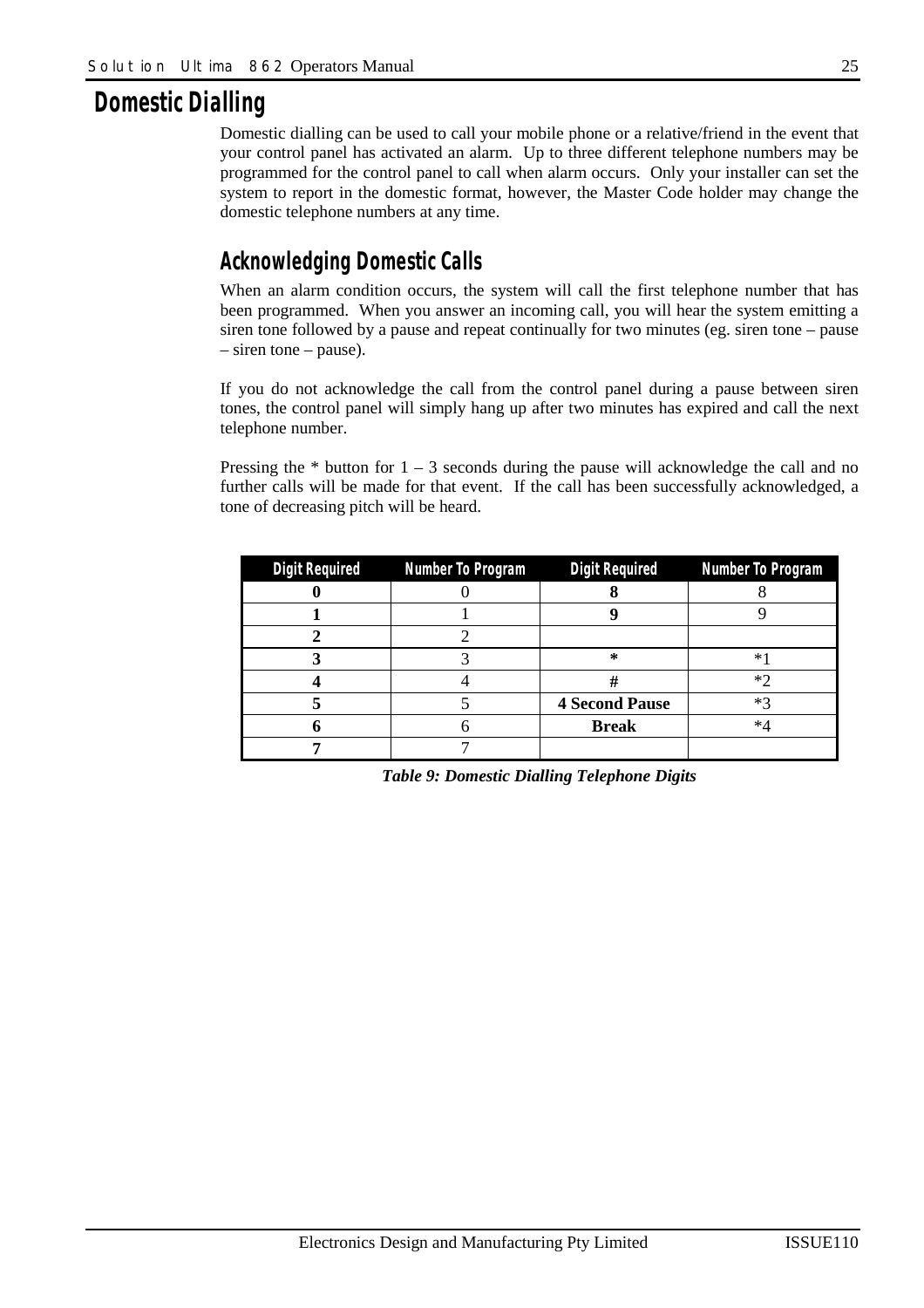# Domestic Dialling

Domestic dialling can be used to call your mobile phone or a relative/friend in the event that your control panel has activated an alarm. Up to three different telephone numbers may be programmed for the control panel to call when alarm occurs. Only your installer can set the system to report in the domestic format, however, the Master Code holder may change the domestic telephone numbers at any time.

## Acknowledging Domestic Calls

When an alarm condition occurs, the system will call the first telephone number that has been programmed. When you answer an incoming call, you will hear the system emitting a siren tone followed by a pause and repeat continually for two minutes (eg. siren tone – pause – siren tone – pause).

If you do not acknowledge the call from the control panel during a pause between siren tones, the control panel will simply hang up after two minutes has expired and call the next telephone number.

Pressing the * button for 1 – 3 seconds during the pause will acknowledge the call and no further calls will be made for that event. If the call has been successfully acknowledged, a tone of decreasing pitch will be heard.

| Digit Required | Number To Program | Digit Required | Number To Program |
|---|---|---|---|
| **0** | 0 | **8** | 8 |
| **1** | 1 | **9** | 9 |
| **2** | 2 | | |
| **3** | 3 | ***** | *1 |
| **4** | 4 | **#** | *2 |
| **5** | 5 | **4 Second Pause** | *3 |
| **6** | 6 | **Break** | *4 |
| **7** | 7 | | |

***Table 9: Domestic Dialling Telephone Digits***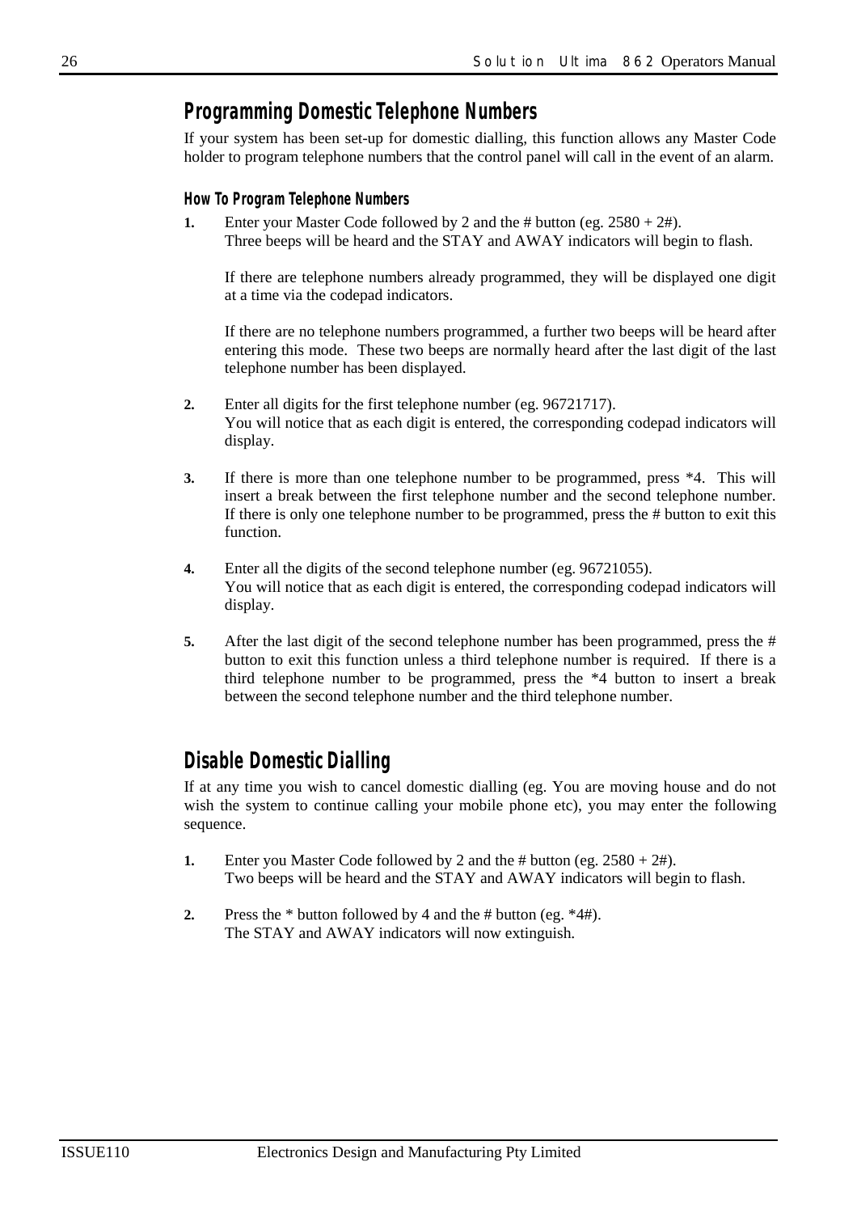## Programming Domestic Telephone Numbers

If your system has been set-up for domestic dialling, this function allows any Master Code holder to program telephone numbers that the control panel will call in the event of an alarm.

### How To Program Telephone Numbers

**1.** Enter your Master Code followed by 2 and the # button (eg. 2580 + 2#).
Three beeps will be heard and the STAY and AWAY indicators will begin to flash.

If there are telephone numbers already programmed, they will be displayed one digit at a time via the codepad indicators.

If there are no telephone numbers programmed, a further two beeps will be heard after entering this mode. These two beeps are normally heard after the last digit of the last telephone number has been displayed.

**2.** Enter all digits for the first telephone number (eg. 96721717).
You will notice that as each digit is entered, the corresponding codepad indicators will display.

**3.** If there is more than one telephone number to be programmed, press *4. This will insert a break between the first telephone number and the second telephone number. If there is only one telephone number to be programmed, press the # button to exit this function.

**4.** Enter all the digits of the second telephone number (eg. 96721055).
You will notice that as each digit is entered, the corresponding codepad indicators will display.

**5.** After the last digit of the second telephone number has been programmed, press the # button to exit this function unless a third telephone number is required. If there is a third telephone number to be programmed, press the *4 button to insert a break between the second telephone number and the third telephone number.

## Disable Domestic Dialling

If at any time you wish to cancel domestic dialling (eg. You are moving house and do not wish the system to continue calling your mobile phone etc), you may enter the following sequence.

**1.** Enter you Master Code followed by 2 and the # button (eg. 2580 + 2#).
Two beeps will be heard and the STAY and AWAY indicators will begin to flash.

**2.** Press the * button followed by 4 and the # button (eg. *4#).
The STAY and AWAY indicators will now extinguish.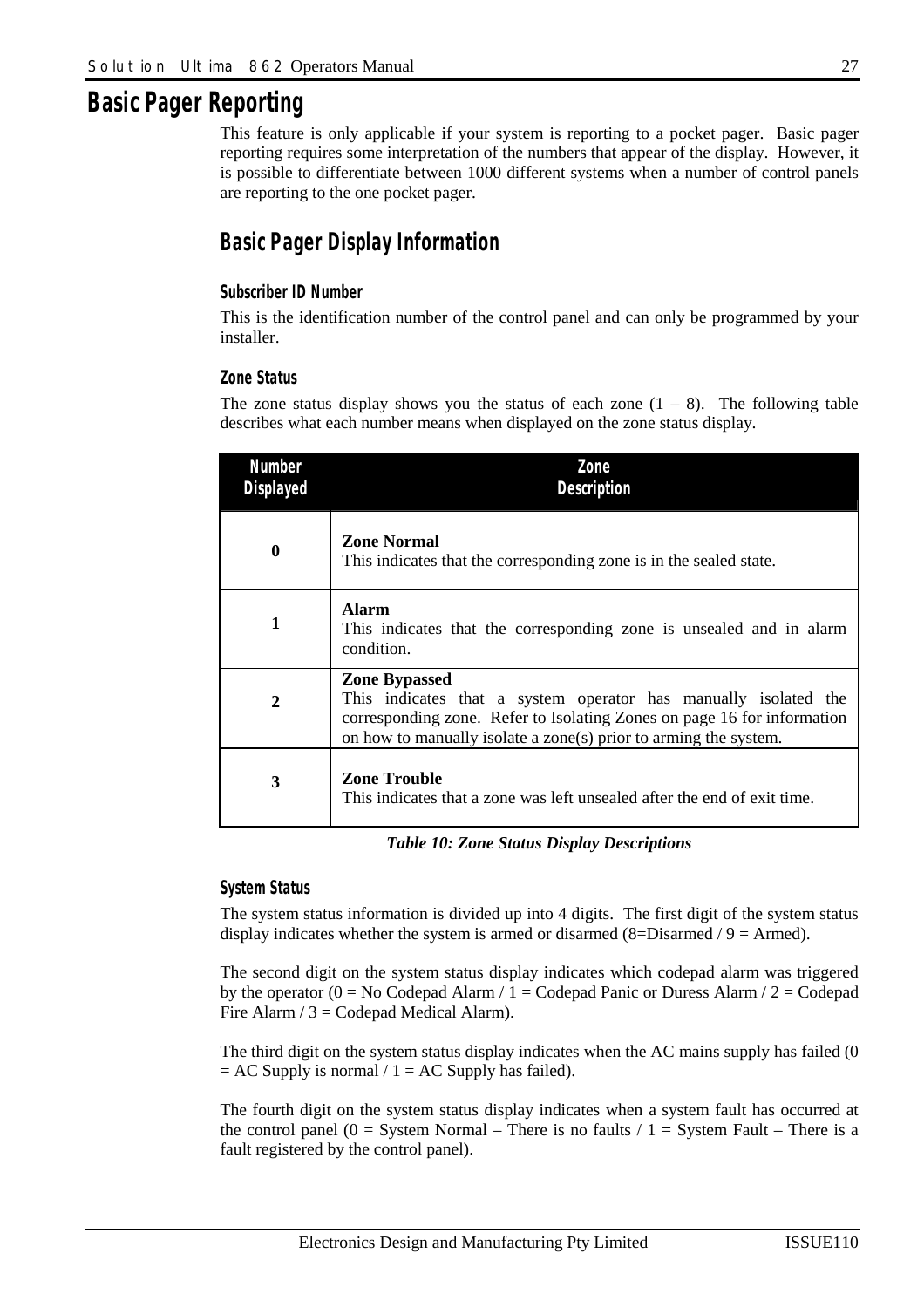# Basic Pager Reporting

This feature is only applicable if your system is reporting to a pocket pager. Basic pager reporting requires some interpretation of the numbers that appear of the display. However, it is possible to differentiate between 1000 different systems when a number of control panels are reporting to the one pocket pager.

## Basic Pager Display Information

### Subscriber ID Number

This is the identification number of the control panel and can only be programmed by your installer.

### Zone Status

The zone status display shows you the status of each zone (1 – 8). The following table describes what each number means when displayed on the zone status display.

| Number Displayed | Zone Description |
|---|---|
| **0** | **Zone Normal**<br>This indicates that the corresponding zone is in the sealed state. |
| **1** | **Alarm**<br>This indicates that the corresponding zone is unsealed and in alarm condition. |
| **2** | **Zone Bypassed**<br>This indicates that a system operator has manually isolated the corresponding zone. Refer to Isolating Zones on page 16 for information on how to manually isolate a zone(s) prior to arming the system. |
| **3** | **Zone Trouble**<br>This indicates that a zone was left unsealed after the end of exit time. |

***Table 10: Zone Status Display Descriptions***

### System Status

The system status information is divided up into 4 digits. The first digit of the system status display indicates whether the system is armed or disarmed (8=Disarmed / 9 = Armed).

The second digit on the system status display indicates which codepad alarm was triggered by the operator (0 = No Codepad Alarm / 1 = Codepad Panic or Duress Alarm / 2 = Codepad Fire Alarm / 3 = Codepad Medical Alarm).

The third digit on the system status display indicates when the AC mains supply has failed (0 = AC Supply is normal / 1 = AC Supply has failed).

The fourth digit on the system status display indicates when a system fault has occurred at the control panel (0 = System Normal – There is no faults / 1 = System Fault – There is a fault registered by the control panel).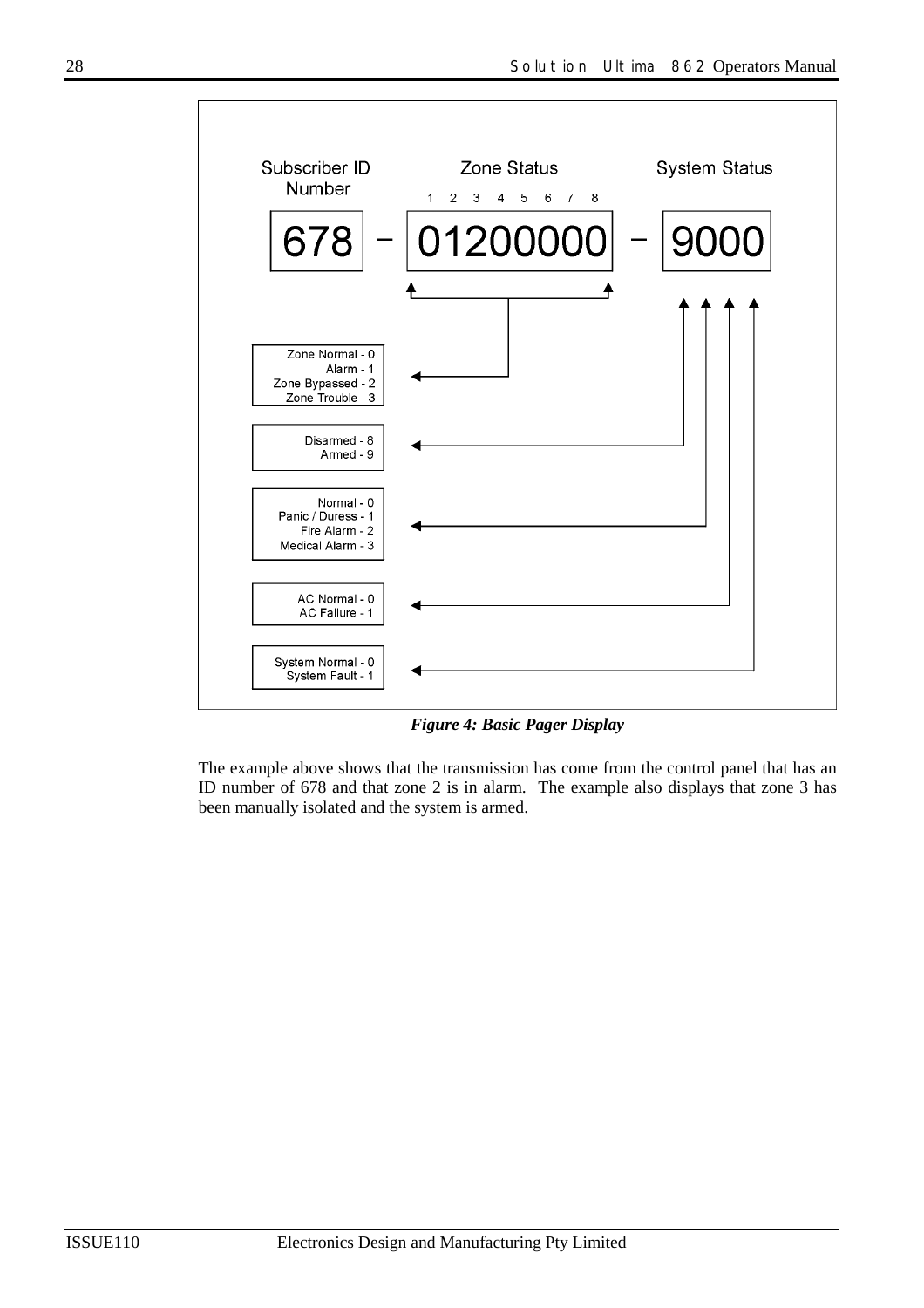Subscriber ID Number

Zone Status

1 2 3 4 5 6 7 8

System Status

678 – 01200000 – 9000

Zone Normal - 0
Alarm - 1
Zone Bypassed - 2
Zone Trouble - 3

Disarmed - 8
Armed - 9

Normal - 0
Panic / Duress - 1
Fire Alarm - 2
Medical Alarm - 3

AC Normal - 0
AC Failure - 1

System Normal - 0
System Fault - 1

***Figure 4: Basic Pager Display***

The example above shows that the transmission has come from the control panel that has an ID number of 678 and that zone 2 is in alarm. The example also displays that zone 3 has been manually isolated and the system is armed.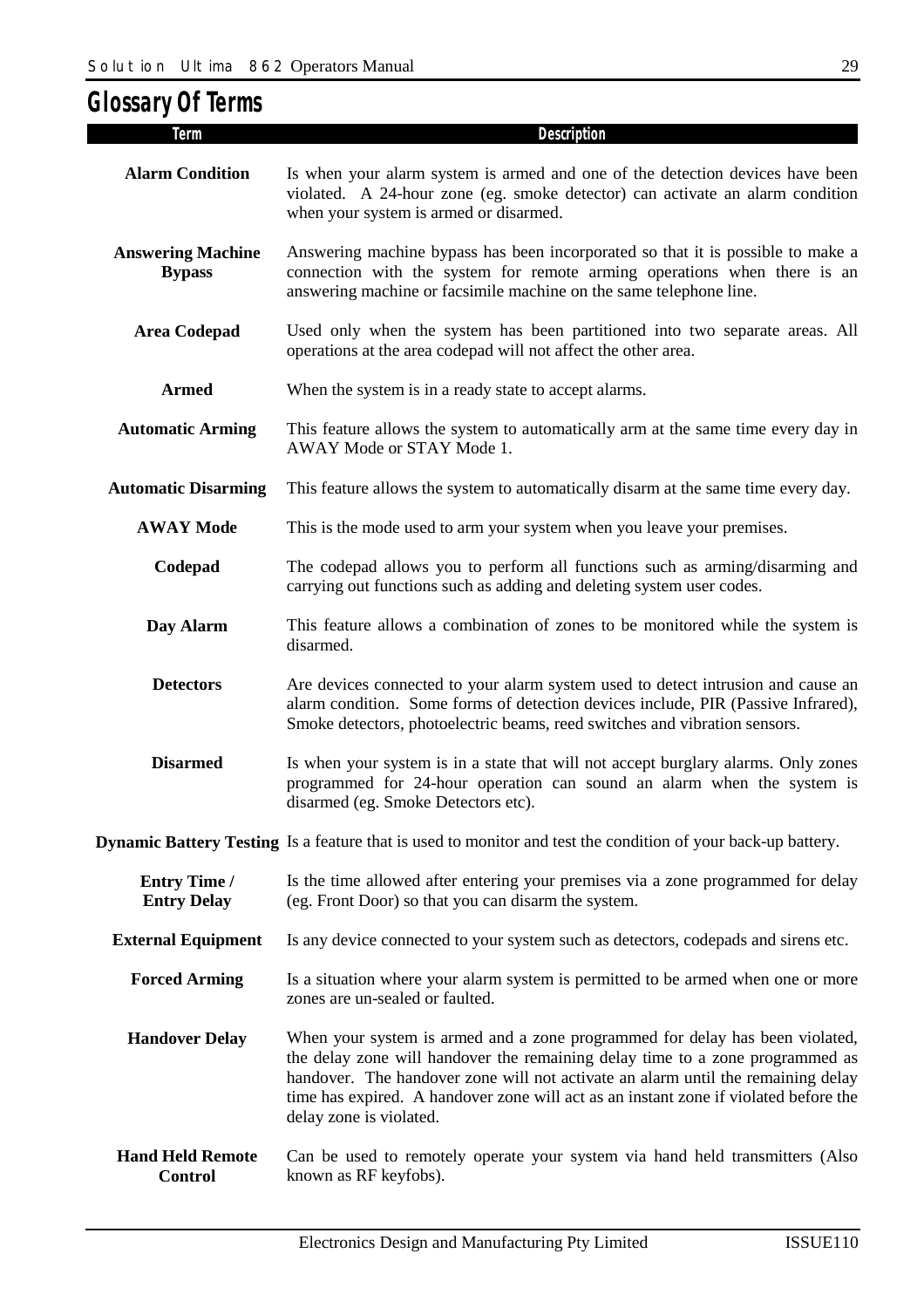# Glossary Of Terms

| Term | Description |
|---|---|
| **Alarm Condition** | Is when your alarm system is armed and one of the detection devices have been violated. A 24-hour zone (eg. smoke detector) can activate an alarm condition when your system is armed or disarmed. |
| **Answering Machine Bypass** | Answering machine bypass has been incorporated so that it is possible to make a connection with the system for remote arming operations when there is an answering machine or facsimile machine on the same telephone line. |
| **Area Codepad** | Used only when the system has been partitioned into two separate areas. All operations at the area codepad will not affect the other area. |
| **Armed** | When the system is in a ready state to accept alarms. |
| **Automatic Arming** | This feature allows the system to automatically arm at the same time every day in AWAY Mode or STAY Mode 1. |
| **Automatic Disarming** | This feature allows the system to automatically disarm at the same time every day. |
| **AWAY Mode** | This is the mode used to arm your system when you leave your premises. |
| **Codepad** | The codepad allows you to perform all functions such as arming/disarming and carrying out functions such as adding and deleting system user codes. |
| **Day Alarm** | This feature allows a combination of zones to be monitored while the system is disarmed. |
| **Detectors** | Are devices connected to your alarm system used to detect intrusion and cause an alarm condition. Some forms of detection devices include, PIR (Passive Infrared), Smoke detectors, photoelectric beams, reed switches and vibration sensors. |
| **Disarmed** | Is when your system is in a state that will not accept burglary alarms. Only zones programmed for 24-hour operation can sound an alarm when the system is disarmed (eg. Smoke Detectors etc). |
| **Dynamic Battery Testing** | Is a feature that is used to monitor and test the condition of your back-up battery. |
| **Entry Time / Entry Delay** | Is the time allowed after entering your premises via a zone programmed for delay (eg. Front Door) so that you can disarm the system. |
| **External Equipment** | Is any device connected to your system such as detectors, codepads and sirens etc. |
| **Forced Arming** | Is a situation where your alarm system is permitted to be armed when one or more zones are un-sealed or faulted. |
| **Handover Delay** | When your system is armed and a zone programmed for delay has been violated, the delay zone will handover the remaining delay time to a zone programmed as handover. The handover zone will not activate an alarm until the remaining delay time has expired. A handover zone will act as an instant zone if violated before the delay zone is violated. |
| **Hand Held Remote Control** | Can be used to remotely operate your system via hand held transmitters (Also known as RF keyfobs). |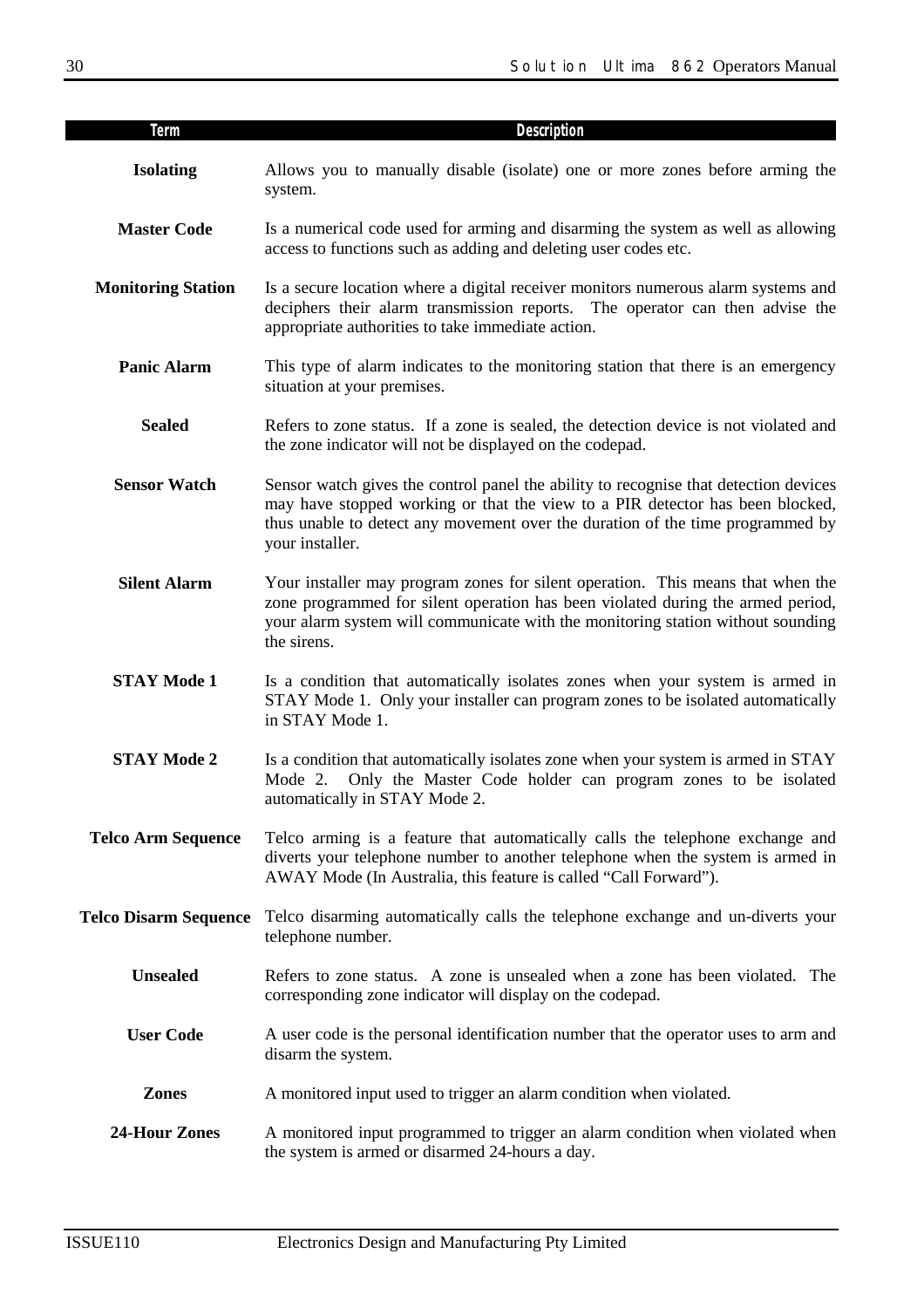| Term | Description |
| --- | --- |
| **Isolating** | Allows you to manually disable (isolate) one or more zones before arming the system. |
| **Master Code** | Is a numerical code used for arming and disarming the system as well as allowing access to functions such as adding and deleting user codes etc. |
| **Monitoring Station** | Is a secure location where a digital receiver monitors numerous alarm systems and deciphers their alarm transmission reports. The operator can then advise the appropriate authorities to take immediate action. |
| **Panic Alarm** | This type of alarm indicates to the monitoring station that there is an emergency situation at your premises. |
| **Sealed** | Refers to zone status. If a zone is sealed, the detection device is not violated and the zone indicator will not be displayed on the codepad. |
| **Sensor Watch** | Sensor watch gives the control panel the ability to recognise that detection devices may have stopped working or that the view to a PIR detector has been blocked, thus unable to detect any movement over the duration of the time programmed by your installer. |
| **Silent Alarm** | Your installer may program zones for silent operation. This means that when the zone programmed for silent operation has been violated during the armed period, your alarm system will communicate with the monitoring station without sounding the sirens. |
| **STAY Mode 1** | Is a condition that automatically isolates zones when your system is armed in STAY Mode 1. Only your installer can program zones to be isolated automatically in STAY Mode 1. |
| **STAY Mode 2** | Is a condition that automatically isolates zone when your system is armed in STAY Mode 2. Only the Master Code holder can program zones to be isolated automatically in STAY Mode 2. |
| **Telco Arm Sequence** | Telco arming is a feature that automatically calls the telephone exchange and diverts your telephone number to another telephone when the system is armed in AWAY Mode (In Australia, this feature is called "Call Forward"). |
| **Telco Disarm Sequence** | Telco disarming automatically calls the telephone exchange and un-diverts your telephone number. |
| **Unsealed** | Refers to zone status. A zone is unsealed when a zone has been violated. The corresponding zone indicator will display on the codepad. |
| **User Code** | A user code is the personal identification number that the operator uses to arm and disarm the system. |
| **Zones** | A monitored input used to trigger an alarm condition when violated. |
| **24-Hour Zones** | A monitored input programmed to trigger an alarm condition when violated when the system is armed or disarmed 24-hours a day. |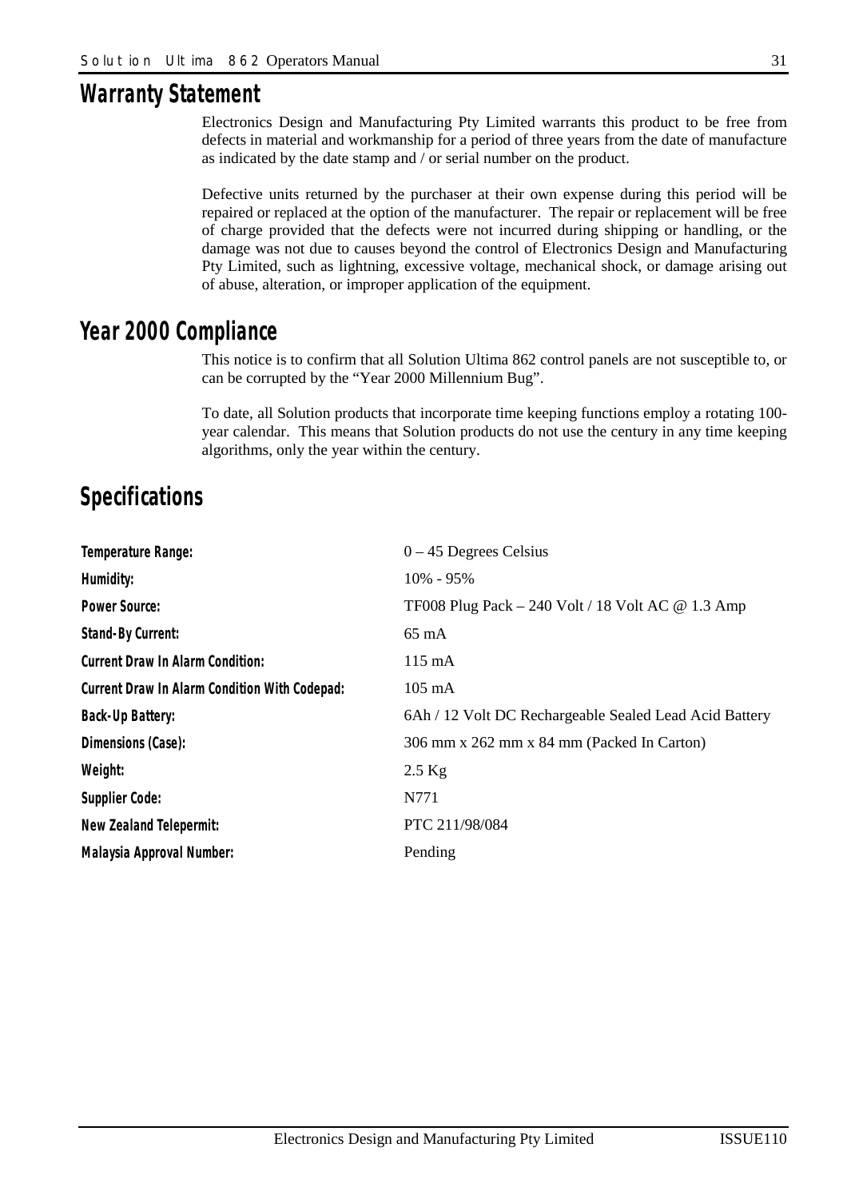## Warranty Statement

Electronics Design and Manufacturing Pty Limited warrants this product to be free from defects in material and workmanship for a period of three years from the date of manufacture as indicated by the date stamp and / or serial number on the product.

Defective units returned by the purchaser at their own expense during this period will be repaired or replaced at the option of the manufacturer. The repair or replacement will be free of charge provided that the defects were not incurred during shipping or handling, or the damage was not due to causes beyond the control of Electronics Design and Manufacturing Pty Limited, such as lightning, excessive voltage, mechanical shock, or damage arising out of abuse, alteration, or improper application of the equipment.

## Year 2000 Compliance

This notice is to confirm that all Solution Ultima 862 control panels are not susceptible to, or can be corrupted by the "Year 2000 Millennium Bug".

To date, all Solution products that incorporate time keeping functions employ a rotating 100-year calendar. This means that Solution products do not use the century in any time keeping algorithms, only the year within the century.

## Specifications

| | |
|---|---|
| **Temperature Range:** | 0 – 45 Degrees Celsius |
| **Humidity:** | 10% - 95% |
| **Power Source:** | TF008 Plug Pack – 240 Volt / 18 Volt AC @ 1.3 Amp |
| **Stand-By Current:** | 65 mA |
| **Current Draw In Alarm Condition:** | 115 mA |
| **Current Draw In Alarm Condition With Codepad:** | 105 mA |
| **Back-Up Battery:** | 6Ah / 12 Volt DC Rechargeable Sealed Lead Acid Battery |
| **Dimensions (Case):** | 306 mm x 262 mm x 84 mm (Packed In Carton) |
| **Weight:** | 2.5 Kg |
| **Supplier Code:** | N771 |
| **New Zealand Telepermit:** | PTC 211/98/084 |
| **Malaysia Approval Number:** | Pending |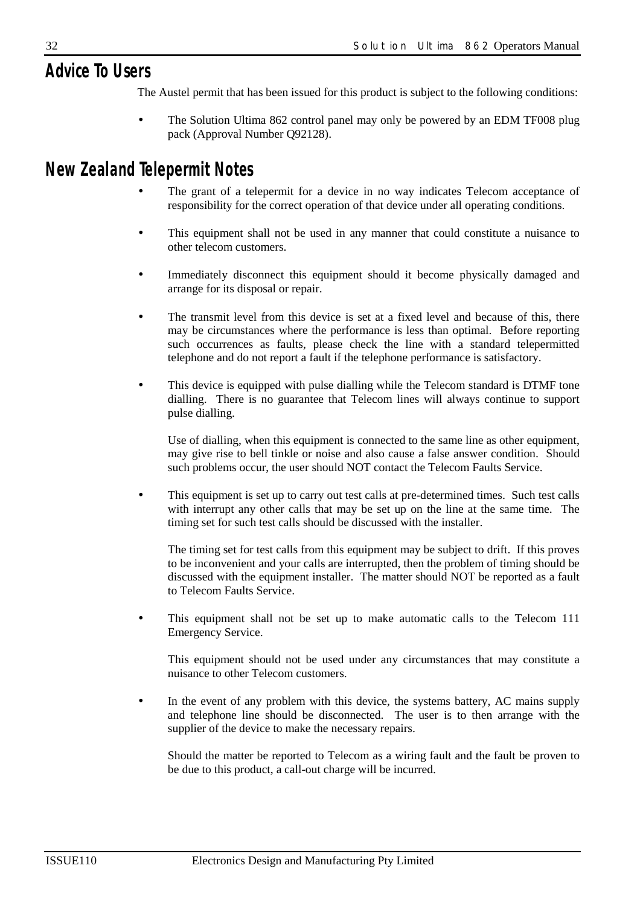# Advice To Users

The Austel permit that has been issued for this product is subject to the following conditions:

- The Solution Ultima 862 control panel may only be powered by an EDM TF008 plug pack (Approval Number Q92128).

# New Zealand Telepermit Notes

- The grant of a telepermit for a device in no way indicates Telecom acceptance of responsibility for the correct operation of that device under all operating conditions.

- This equipment shall not be used in any manner that could constitute a nuisance to other telecom customers.

- Immediately disconnect this equipment should it become physically damaged and arrange for its disposal or repair.

- The transmit level from this device is set at a fixed level and because of this, there may be circumstances where the performance is less than optimal. Before reporting such occurrences as faults, please check the line with a standard telepermitted telephone and do not report a fault if the telephone performance is satisfactory.

- This device is equipped with pulse dialling while the Telecom standard is DTMF tone dialling. There is no guarantee that Telecom lines will always continue to support pulse dialling.

  Use of dialling, when this equipment is connected to the same line as other equipment, may give rise to bell tinkle or noise and also cause a false answer condition. Should such problems occur, the user should NOT contact the Telecom Faults Service.

- This equipment is set up to carry out test calls at pre-determined times. Such test calls with interrupt any other calls that may be set up on the line at the same time. The timing set for such test calls should be discussed with the installer.

  The timing set for test calls from this equipment may be subject to drift. If this proves to be inconvenient and your calls are interrupted, then the problem of timing should be discussed with the equipment installer. The matter should NOT be reported as a fault to Telecom Faults Service.

- This equipment shall not be set up to make automatic calls to the Telecom 111 Emergency Service.

  This equipment should not be used under any circumstances that may constitute a nuisance to other Telecom customers.

- In the event of any problem with this device, the systems battery, AC mains supply and telephone line should be disconnected. The user is to then arrange with the supplier of the device to make the necessary repairs.

  Should the matter be reported to Telecom as a wiring fault and the fault be proven to be due to this product, a call-out charge will be incurred.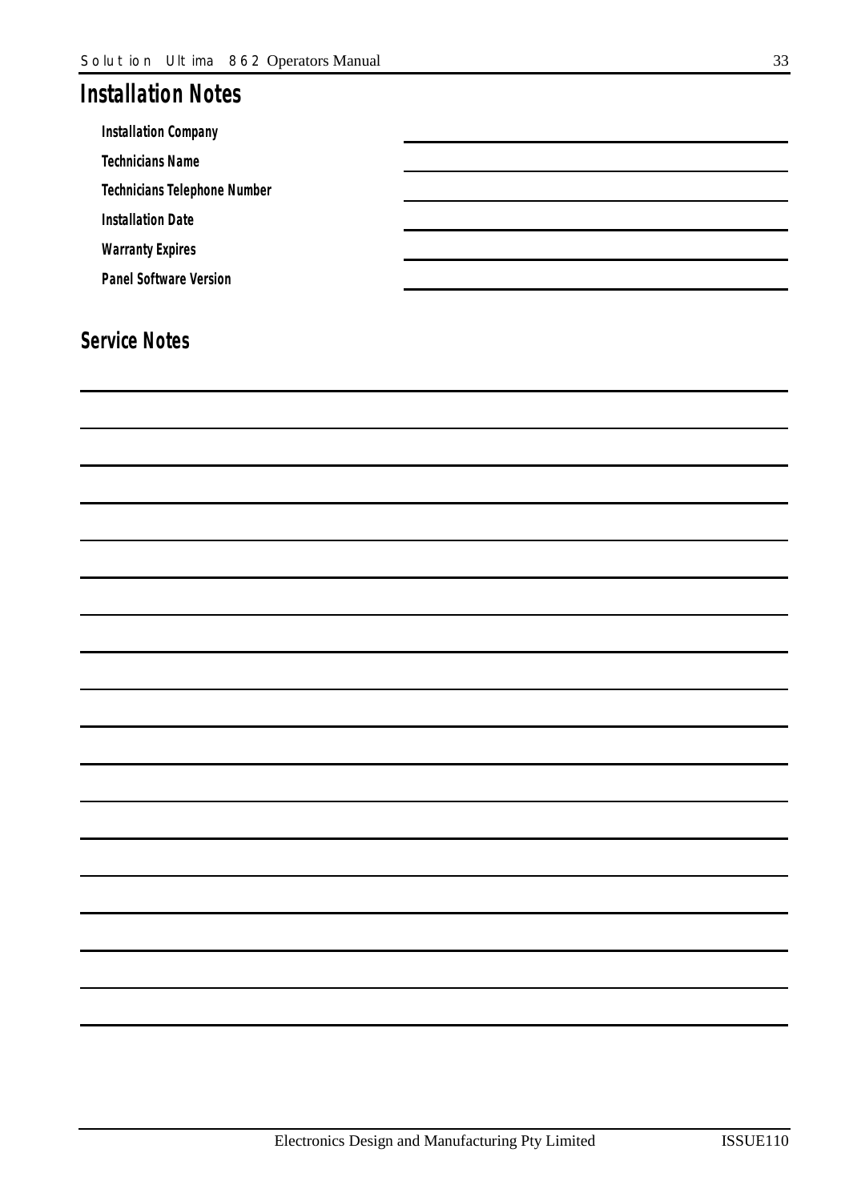## Installation Notes

| | |
|---|---|
| **Installation Company** | |
| **Technicians Name** | |
| **Technicians Telephone Number** | |
| **Installation Date** | |
| **Warranty Expires** | |
| **Panel Software Version** | |

## Service Notes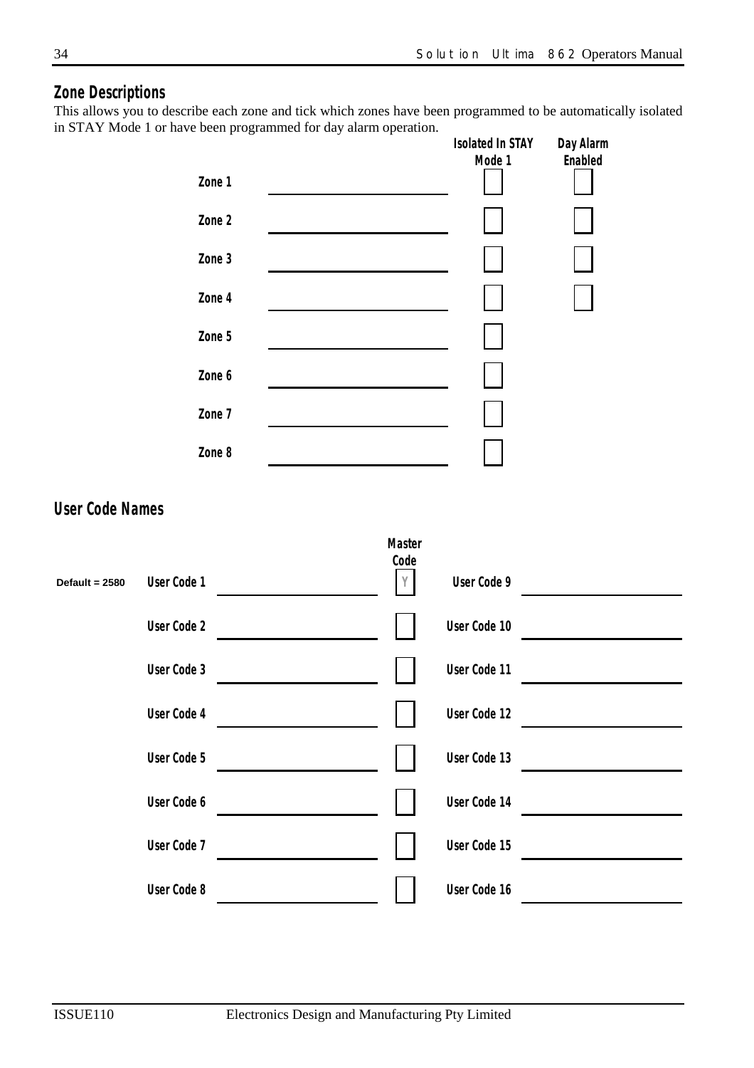## Zone Descriptions

This allows you to describe each zone and tick which zones have been programmed to be automatically isolated in STAY Mode 1 or have been programmed for day alarm operation.

| Zone | Description | Isolated In STAY Mode 1 | Day Alarm Enabled |
|---|---|---|---|
| Zone 1 | | ☐ | ☐ |
| Zone 2 | | ☐ | ☐ |
| Zone 3 | | ☐ | ☐ |
| Zone 4 | | ☐ | ☐ |
| Zone 5 | | ☐ | |
| Zone 6 | | ☐ | |
| Zone 7 | | ☐ | |
| Zone 8 | | ☐ | |

## User Code Names

| | User Code | Name | Master Code | User Code | Name |
|---|---|---|---|---|---|
| Default = 2580 | User Code 1 | | Y | User Code 9 | |
| | User Code 2 | | ☐ | User Code 10 | |
| | User Code 3 | | ☐ | User Code 11 | |
| | User Code 4 | | ☐ | User Code 12 | |
| | User Code 5 | | ☐ | User Code 13 | |
| | User Code 6 | | ☐ | User Code 14 | |
| | User Code 7 | | ☐ | User Code 15 | |
| | User Code 8 | | ☐ | User Code 16 | |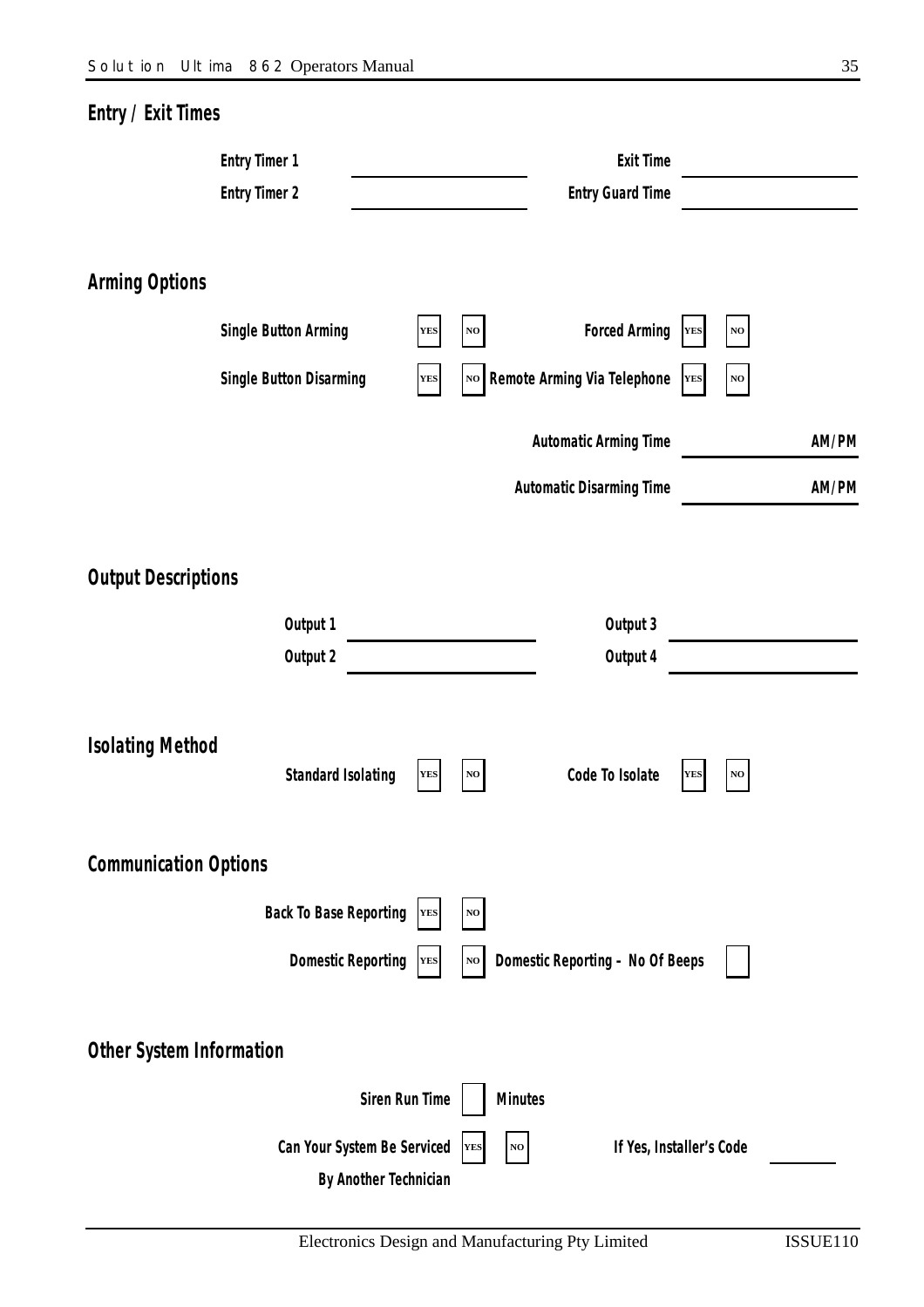## Entry / Exit Times

Entry Timer 1 ______________ Exit Time ______________

Entry Timer 2 ______________ Entry Guard Time ______________

## Arming Options

Single Button Arming YES NO Forced Arming YES NO

Single Button Disarming YES NO Remote Arming Via Telephone YES NO

Automatic Arming Time ______________ AM/PM

Automatic Disarming Time ______________ AM/PM

## Output Descriptions

Output 1 ______________ Output 3 ______________

Output 2 ______________ Output 4 ______________

## Isolating Method

Standard Isolating YES NO Code To Isolate YES NO

## Communication Options

Back To Base Reporting YES NO

Domestic Reporting YES NO Domestic Reporting - No Of Beeps [ ]

## Other System Information

Siren Run Time [ ] Minutes

Can Your System Be Serviced By Another Technician YES NO If Yes, Installer's Code ________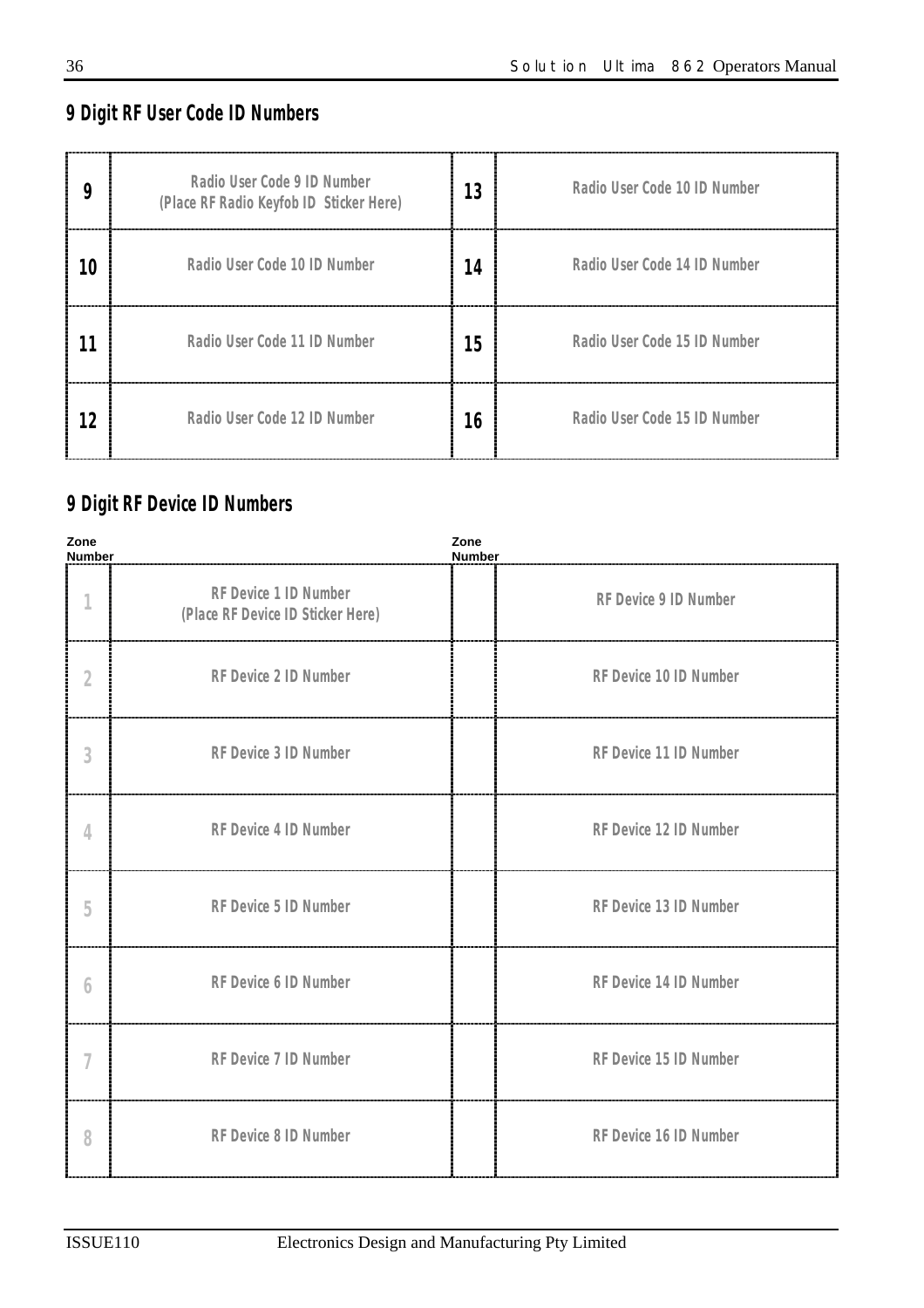## 9 Digit RF User Code ID Numbers

| | | | |
|---|---|---|---|
| 9 | Radio User Code 9 ID Number (Place RF Radio Keyfob ID Sticker Here) | 13 | Radio User Code 10 ID Number |
| 10 | Radio User Code 10 ID Number | 14 | Radio User Code 14 ID Number |
| 11 | Radio User Code 11 ID Number | 15 | Radio User Code 15 ID Number |
| 12 | Radio User Code 12 ID Number | 16 | Radio User Code 15 ID Number |

## 9 Digit RF Device ID Numbers

| Zone Number | | Zone Number | |
|---|---|---|---|
| 1 | RF Device 1 ID Number (Place RF Device ID Sticker Here) | | RF Device 9 ID Number |
| 2 | RF Device 2 ID Number | | RF Device 10 ID Number |
| 3 | RF Device 3 ID Number | | RF Device 11 ID Number |
| 4 | RF Device 4 ID Number | | RF Device 12 ID Number |
| 5 | RF Device 5 ID Number | | RF Device 13 ID Number |
| 6 | RF Device 6 ID Number | | RF Device 14 ID Number |
| 7 | RF Device 7 ID Number | | RF Device 15 ID Number |
| 8 | RF Device 8 ID Number | | RF Device 16 ID Number |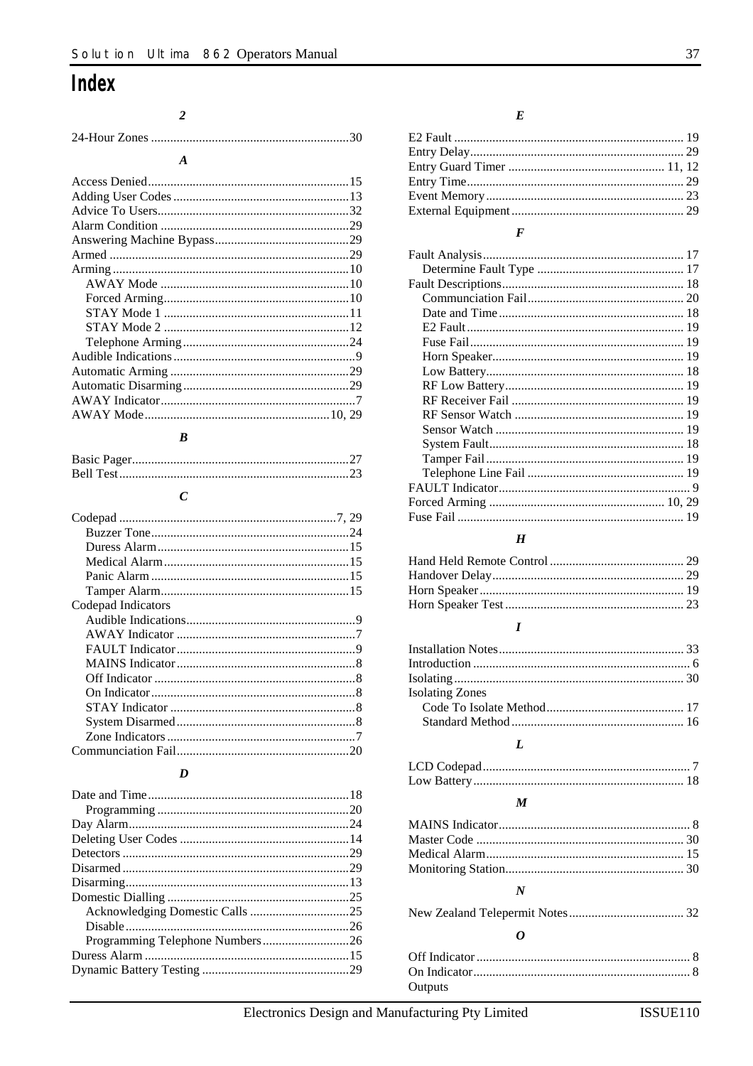# Index

### 2

24-Hour Zones ............ 30

### A

Access Denied ............ 15
Adding User Codes ............ 13
Advice To Users ............ 32
Alarm Condition ............ 29
Answering Machine Bypass ............ 29
Armed ............ 29
Arming ............ 10
- AWAY Mode ............ 10
- Forced Arming ............ 10
- STAY Mode 1 ............ 11
- STAY Mode 2 ............ 12
- Telephone Arming ............ 24

Audible Indications ............ 9
Automatic Arming ............ 29
Automatic Disarming ............ 29
AWAY Indicator ............ 7
AWAY Mode ............ 10, 29

### B

Basic Pager ............ 27
Bell Test ............ 23

### C

Codepad ............ 7, 29
- Buzzer Tone ............ 24
- Duress Alarm ............ 15
- Medical Alarm ............ 15
- Panic Alarm ............ 15
- Tamper Alarm ............ 15

Codepad Indicators
- Audible Indications ............ 9
- AWAY Indicator ............ 7
- FAULT Indicator ............ 9
- MAINS Indicator ............ 8
- Off Indicator ............ 8
- On Indicator ............ 8
- STAY Indicator ............ 8
- System Disarmed ............ 8
- Zone Indicators ............ 7

Communciation Fail ............ 20

### D

Date and Time ............ 18
- Programming ............ 20

Day Alarm ............ 24
Deleting User Codes ............ 14
Detectors ............ 29
Disarmed ............ 29
Disarming ............ 13
Domestic Dialling ............ 25
- Acknowledging Domestic Calls ............ 25
- Disable ............ 26
- Programming Telephone Numbers ............ 26

Duress Alarm ............ 15
Dynamic Battery Testing ............ 29

### E

E2 Fault ............ 19
Entry Delay ............ 29
Entry Guard Timer ............ 11, 12
Entry Time ............ 29
Event Memory ............ 23
External Equipment ............ 29

### F

Fault Analysis ............ 17
- Determine Fault Type ............ 17

Fault Descriptions ............ 18
- Communciation Fail ............ 20
- Date and Time ............ 18
- E2 Fault ............ 19
- Fuse Fail ............ 19
- Horn Speaker ............ 19
- Low Battery ............ 18
- RF Low Battery ............ 19
- RF Receiver Fail ............ 19
- RF Sensor Watch ............ 19
- Sensor Watch ............ 19
- System Fault ............ 18
- Tamper Fail ............ 19
- Telephone Line Fail ............ 19

FAULT Indicator ............ 9
Forced Arming ............ 10, 29
Fuse Fail ............ 19

### H

Hand Held Remote Control ............ 29
Handover Delay ............ 29
Horn Speaker ............ 19
Horn Speaker Test ............ 23

### I

Installation Notes ............ 33
Introduction ............ 6
Isolating ............ 30
Isolating Zones
- Code To Isolate Method ............ 17
- Standard Method ............ 16

### L

LCD Codepad ............ 7
Low Battery ............ 18

### M

MAINS Indicator ............ 8
Master Code ............ 30
Medical Alarm ............ 15
Monitoring Station ............ 30

### N

New Zealand Telepermit Notes ............ 32

### O

Off Indicator ............ 8
On Indicator ............ 8
Outputs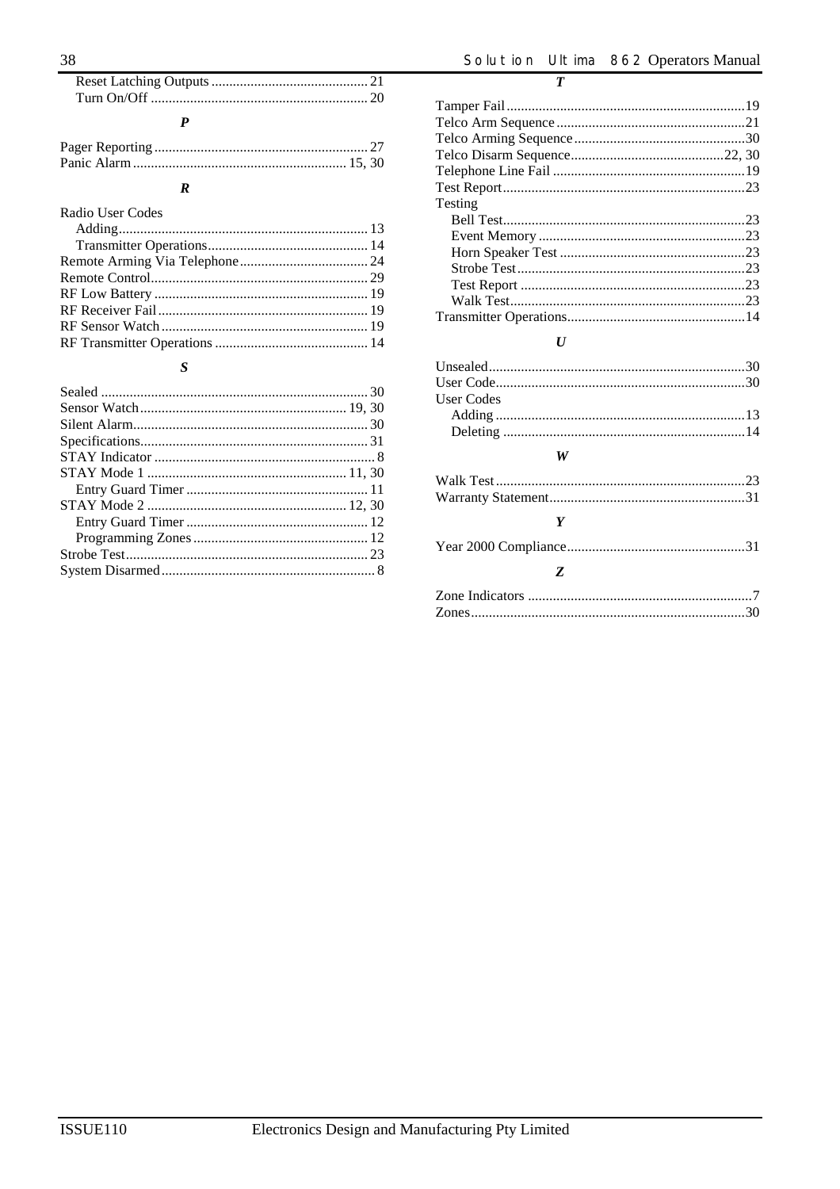Reset Latching Outputs ............................................ 21
Turn On/Off ............................................................ 20

### *P*

Pager Reporting ........................................................... 27
Panic Alarm ........................................................... 15, 30

### *R*

Radio User Codes
Adding...................................................................... 13
Transmitter Operations............................................ 14
Remote Arming Via Telephone.................................... 24
Remote Control............................................................ 29
RF Low Battery ........................................................... 19
RF Receiver Fail........................................................... 19
RF Sensor Watch ......................................................... 19
RF Transmitter Operations .......................................... 14

### *S*

Sealed .......................................................................... 30
Sensor Watch......................................................... 19, 30
Silent Alarm................................................................. 30
Specifications............................................................... 31
STAY Indicator ............................................................. 8
STAY Mode 1 ........................................................ 11, 30
Entry Guard Timer .................................................. 11
STAY Mode 2 ........................................................ 12, 30
Entry Guard Timer .................................................. 12
Programming Zones ................................................. 12
Strobe Test................................................................... 23
System Disarmed ........................................................... 8

### *T*

Tamper Fail..................................................................19
Telco Arm Sequence ....................................................21
Telco Arming Sequence ................................................30
Telco Disarm Sequence...........................................22, 30
Telephone Line Fail ......................................................19
Test Report...................................................................23
Testing
Bell Test...................................................................23
Event Memory .........................................................23
Horn Speaker Test ...................................................23
Strobe Test...............................................................23
Test Report ..............................................................23
Walk Test.................................................................23
Transmitter Operations.................................................14

### *U*

Unsealed.......................................................................30
User Code.....................................................................30
User Codes
Adding .....................................................................13
Deleting ...................................................................14

### *W*

Walk Test.....................................................................23
Warranty Statement......................................................31

### *Y*

Year 2000 Compliance.................................................31

### *Z*

Zone Indicators ..............................................................7
Zones............................................................................30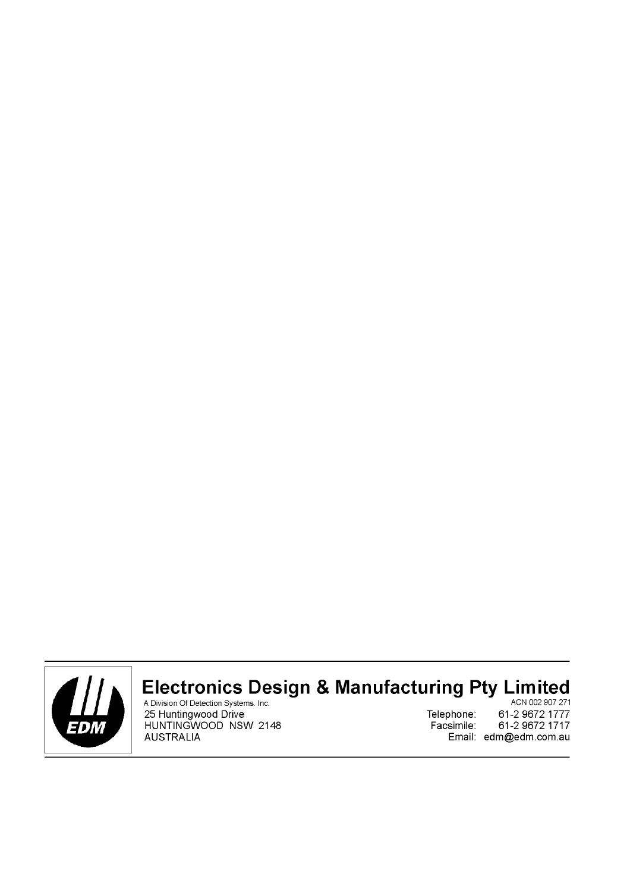EDM

**Electronics Design & Manufacturing Pty Limited**

A Division Of Detection Systems. Inc.

ACN 002 907 271

25 Huntingwood Drive
HUNTINGWOOD NSW 2148
AUSTRALIA

Telephone: 61-2 9672 1777
Facsimile: 61-2 9672 1717
Email: edm@edm.com.au